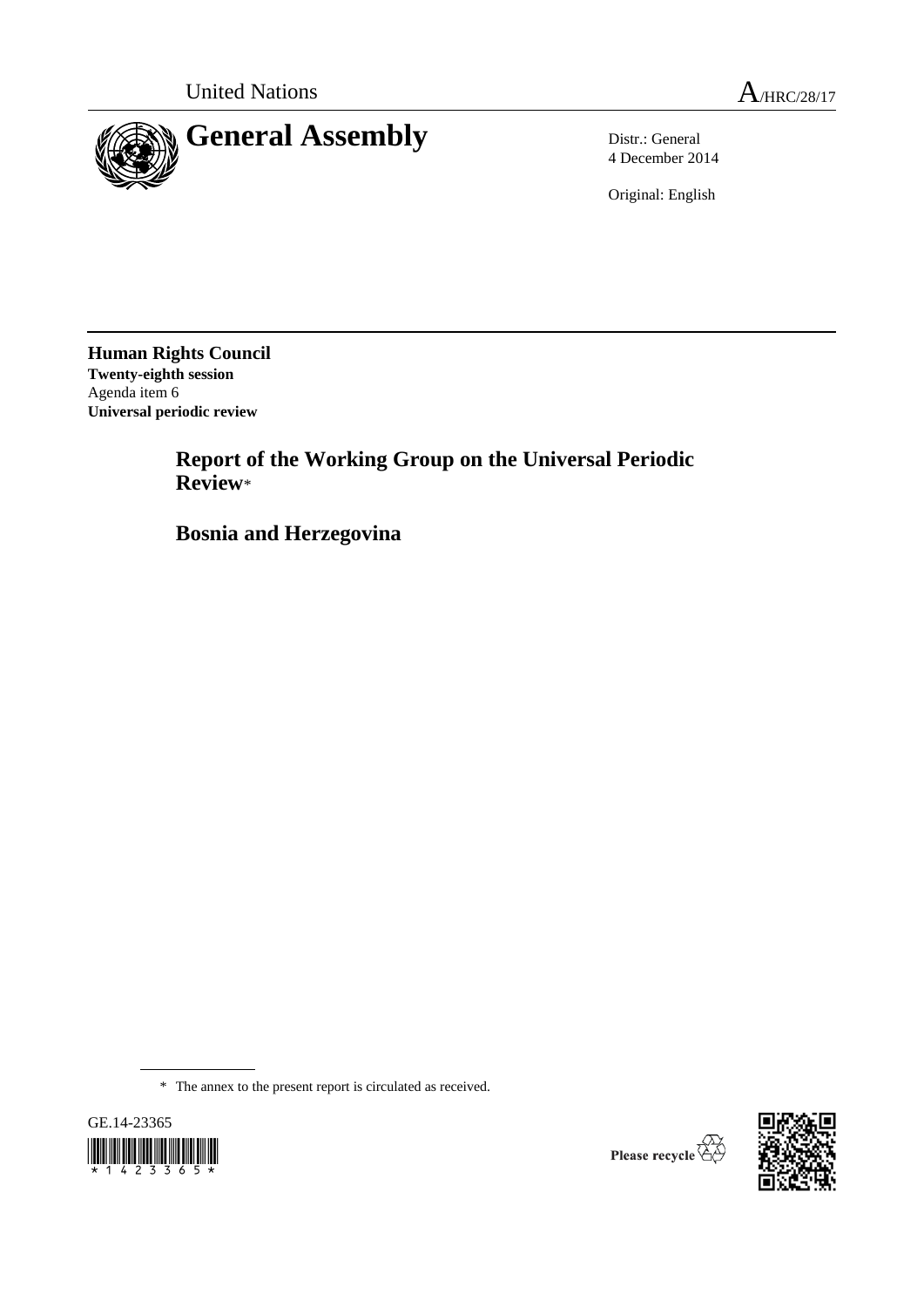United Nations A/HRC/28/17

# General Assembly

Distr.: General
4 December 2014

Original: English

**Human Rights Council**
**Twenty-eighth session**
Agenda item 6
**Universal periodic review**

## Report of the Working Group on the Universal Periodic Review*

## Bosnia and Herzegovina

* The annex to the present report is circulated as received.

GE.14-23365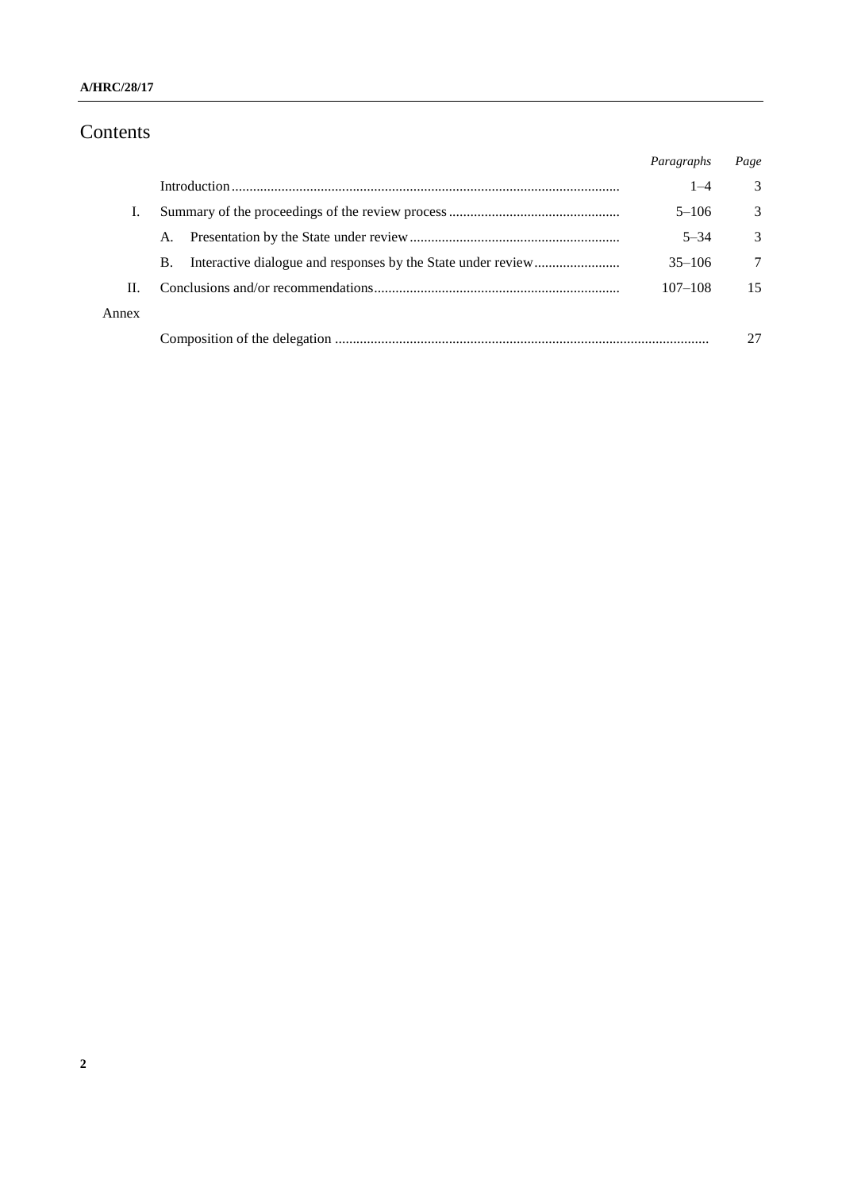# Contents

| | | *Paragraphs* | *Page* |
|---|---|---|---|
| | Introduction | 1–4 | 3 |
| I. | Summary of the proceedings of the review process | 5–106 | 3 |
| | A. Presentation by the State under review | 5–34 | 3 |
| | B. Interactive dialogue and responses by the State under review | 35–106 | 7 |
| II. | Conclusions and/or recommendations | 107–108 | 15 |
| Annex | | | |
| | Composition of the delegation | | 27 |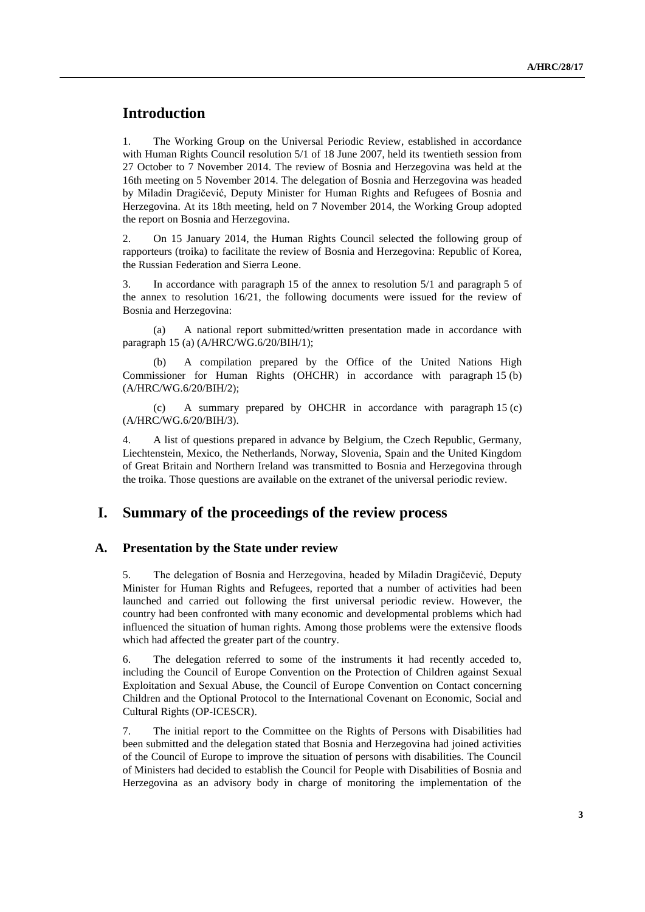# Introduction

1. The Working Group on the Universal Periodic Review, established in accordance with Human Rights Council resolution 5/1 of 18 June 2007, held its twentieth session from 27 October to 7 November 2014. The review of Bosnia and Herzegovina was held at the 16th meeting on 5 November 2014. The delegation of Bosnia and Herzegovina was headed by Miladin Dragičević, Deputy Minister for Human Rights and Refugees of Bosnia and Herzegovina. At its 18th meeting, held on 7 November 2014, the Working Group adopted the report on Bosnia and Herzegovina.

2. On 15 January 2014, the Human Rights Council selected the following group of rapporteurs (troika) to facilitate the review of Bosnia and Herzegovina: Republic of Korea, the Russian Federation and Sierra Leone.

3. In accordance with paragraph 15 of the annex to resolution 5/1 and paragraph 5 of the annex to resolution 16/21, the following documents were issued for the review of Bosnia and Herzegovina:

(a) A national report submitted/written presentation made in accordance with paragraph 15 (a) (A/HRC/WG.6/20/BIH/1);

(b) A compilation prepared by the Office of the United Nations High Commissioner for Human Rights (OHCHR) in accordance with paragraph 15 (b) (A/HRC/WG.6/20/BIH/2);

(c) A summary prepared by OHCHR in accordance with paragraph 15 (c) (A/HRC/WG.6/20/BIH/3).

4. A list of questions prepared in advance by Belgium, the Czech Republic, Germany, Liechtenstein, Mexico, the Netherlands, Norway, Slovenia, Spain and the United Kingdom of Great Britain and Northern Ireland was transmitted to Bosnia and Herzegovina through the troika. Those questions are available on the extranet of the universal periodic review.

# I. Summary of the proceedings of the review process

## A. Presentation by the State under review

5. The delegation of Bosnia and Herzegovina, headed by Miladin Dragičević, Deputy Minister for Human Rights and Refugees, reported that a number of activities had been launched and carried out following the first universal periodic review. However, the country had been confronted with many economic and developmental problems which had influenced the situation of human rights. Among those problems were the extensive floods which had affected the greater part of the country.

6. The delegation referred to some of the instruments it had recently acceded to, including the Council of Europe Convention on the Protection of Children against Sexual Exploitation and Sexual Abuse, the Council of Europe Convention on Contact concerning Children and the Optional Protocol to the International Covenant on Economic, Social and Cultural Rights (OP-ICESCR).

7. The initial report to the Committee on the Rights of Persons with Disabilities had been submitted and the delegation stated that Bosnia and Herzegovina had joined activities of the Council of Europe to improve the situation of persons with disabilities. The Council of Ministers had decided to establish the Council for People with Disabilities of Bosnia and Herzegovina as an advisory body in charge of monitoring the implementation of the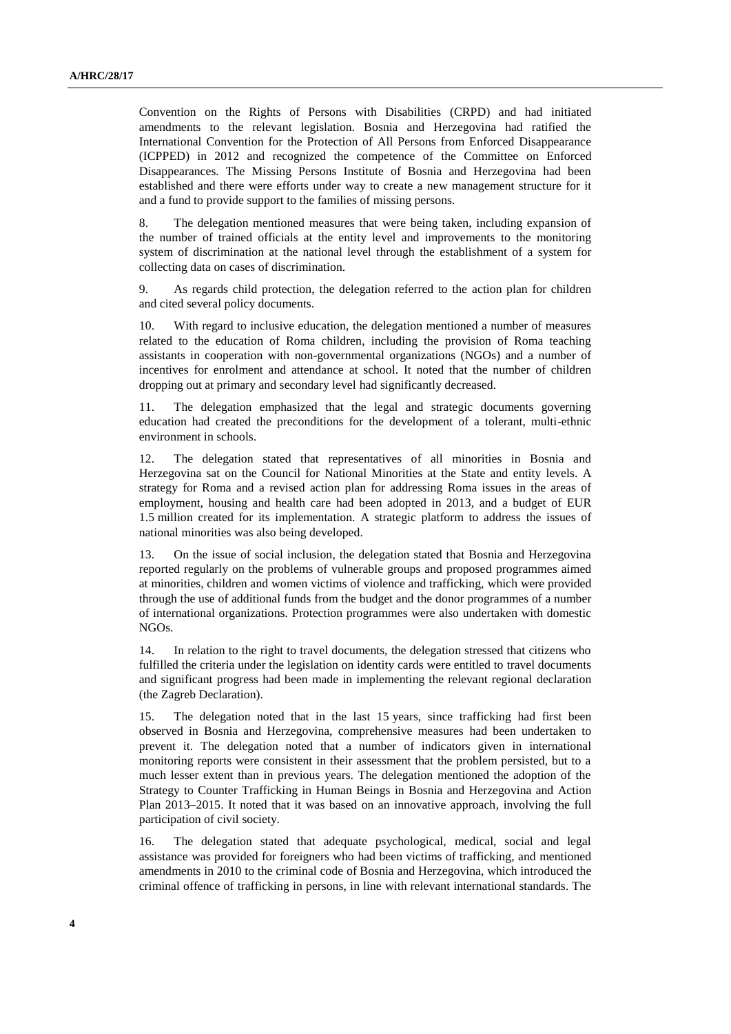Convention on the Rights of Persons with Disabilities (CRPD) and had initiated amendments to the relevant legislation. Bosnia and Herzegovina had ratified the International Convention for the Protection of All Persons from Enforced Disappearance (ICPPED) in 2012 and recognized the competence of the Committee on Enforced Disappearances. The Missing Persons Institute of Bosnia and Herzegovina had been established and there were efforts under way to create a new management structure for it and a fund to provide support to the families of missing persons.

8. The delegation mentioned measures that were being taken, including expansion of the number of trained officials at the entity level and improvements to the monitoring system of discrimination at the national level through the establishment of a system for collecting data on cases of discrimination.

9. As regards child protection, the delegation referred to the action plan for children and cited several policy documents.

10. With regard to inclusive education, the delegation mentioned a number of measures related to the education of Roma children, including the provision of Roma teaching assistants in cooperation with non-governmental organizations (NGOs) and a number of incentives for enrolment and attendance at school. It noted that the number of children dropping out at primary and secondary level had significantly decreased.

11. The delegation emphasized that the legal and strategic documents governing education had created the preconditions for the development of a tolerant, multi-ethnic environment in schools.

12. The delegation stated that representatives of all minorities in Bosnia and Herzegovina sat on the Council for National Minorities at the State and entity levels. A strategy for Roma and a revised action plan for addressing Roma issues in the areas of employment, housing and health care had been adopted in 2013, and a budget of EUR 1.5 million created for its implementation. A strategic platform to address the issues of national minorities was also being developed.

13. On the issue of social inclusion, the delegation stated that Bosnia and Herzegovina reported regularly on the problems of vulnerable groups and proposed programmes aimed at minorities, children and women victims of violence and trafficking, which were provided through the use of additional funds from the budget and the donor programmes of a number of international organizations. Protection programmes were also undertaken with domestic NGOs.

14. In relation to the right to travel documents, the delegation stressed that citizens who fulfilled the criteria under the legislation on identity cards were entitled to travel documents and significant progress had been made in implementing the relevant regional declaration (the Zagreb Declaration).

15. The delegation noted that in the last 15 years, since trafficking had first been observed in Bosnia and Herzegovina, comprehensive measures had been undertaken to prevent it. The delegation noted that a number of indicators given in international monitoring reports were consistent in their assessment that the problem persisted, but to a much lesser extent than in previous years. The delegation mentioned the adoption of the Strategy to Counter Trafficking in Human Beings in Bosnia and Herzegovina and Action Plan 2013–2015. It noted that it was based on an innovative approach, involving the full participation of civil society.

16. The delegation stated that adequate psychological, medical, social and legal assistance was provided for foreigners who had been victims of trafficking, and mentioned amendments in 2010 to the criminal code of Bosnia and Herzegovina, which introduced the criminal offence of trafficking in persons, in line with relevant international standards. The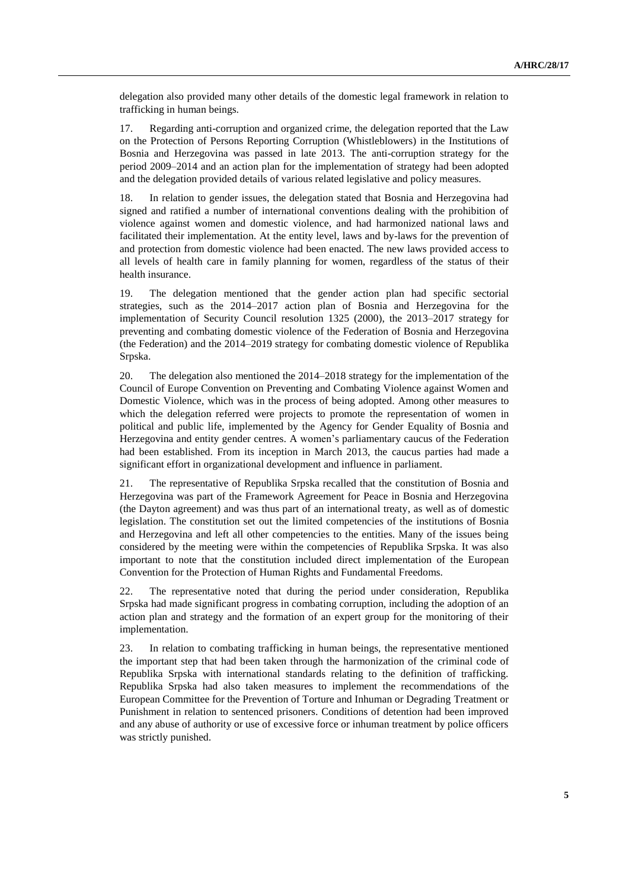delegation also provided many other details of the domestic legal framework in relation to trafficking in human beings.

17. Regarding anti-corruption and organized crime, the delegation reported that the Law on the Protection of Persons Reporting Corruption (Whistleblowers) in the Institutions of Bosnia and Herzegovina was passed in late 2013. The anti-corruption strategy for the period 2009–2014 and an action plan for the implementation of strategy had been adopted and the delegation provided details of various related legislative and policy measures.

18. In relation to gender issues, the delegation stated that Bosnia and Herzegovina had signed and ratified a number of international conventions dealing with the prohibition of violence against women and domestic violence, and had harmonized national laws and facilitated their implementation. At the entity level, laws and by-laws for the prevention of and protection from domestic violence had been enacted. The new laws provided access to all levels of health care in family planning for women, regardless of the status of their health insurance.

19. The delegation mentioned that the gender action plan had specific sectorial strategies, such as the 2014–2017 action plan of Bosnia and Herzegovina for the implementation of Security Council resolution 1325 (2000), the 2013–2017 strategy for preventing and combating domestic violence of the Federation of Bosnia and Herzegovina (the Federation) and the 2014–2019 strategy for combating domestic violence of Republika Srpska.

20. The delegation also mentioned the 2014–2018 strategy for the implementation of the Council of Europe Convention on Preventing and Combating Violence against Women and Domestic Violence, which was in the process of being adopted. Among other measures to which the delegation referred were projects to promote the representation of women in political and public life, implemented by the Agency for Gender Equality of Bosnia and Herzegovina and entity gender centres. A women's parliamentary caucus of the Federation had been established. From its inception in March 2013, the caucus parties had made a significant effort in organizational development and influence in parliament.

21. The representative of Republika Srpska recalled that the constitution of Bosnia and Herzegovina was part of the Framework Agreement for Peace in Bosnia and Herzegovina (the Dayton agreement) and was thus part of an international treaty, as well as of domestic legislation. The constitution set out the limited competencies of the institutions of Bosnia and Herzegovina and left all other competencies to the entities. Many of the issues being considered by the meeting were within the competencies of Republika Srpska. It was also important to note that the constitution included direct implementation of the European Convention for the Protection of Human Rights and Fundamental Freedoms.

22. The representative noted that during the period under consideration, Republika Srpska had made significant progress in combating corruption, including the adoption of an action plan and strategy and the formation of an expert group for the monitoring of their implementation.

23. In relation to combating trafficking in human beings, the representative mentioned the important step that had been taken through the harmonization of the criminal code of Republika Srpska with international standards relating to the definition of trafficking. Republika Srpska had also taken measures to implement the recommendations of the European Committee for the Prevention of Torture and Inhuman or Degrading Treatment or Punishment in relation to sentenced prisoners. Conditions of detention had been improved and any abuse of authority or use of excessive force or inhuman treatment by police officers was strictly punished.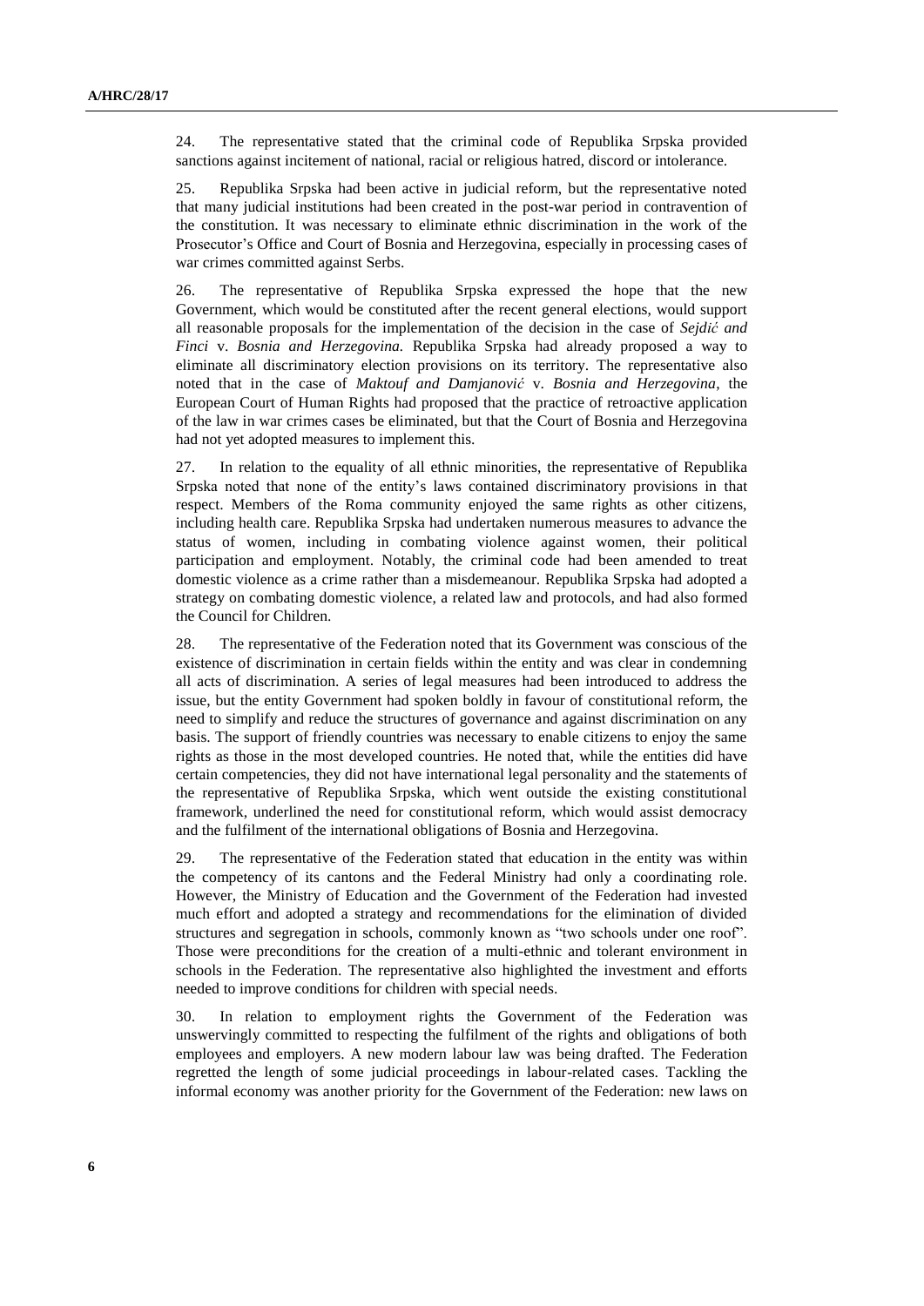24. The representative stated that the criminal code of Republika Srpska provided sanctions against incitement of national, racial or religious hatred, discord or intolerance.

25. Republika Srpska had been active in judicial reform, but the representative noted that many judicial institutions had been created in the post-war period in contravention of the constitution. It was necessary to eliminate ethnic discrimination in the work of the Prosecutor's Office and Court of Bosnia and Herzegovina, especially in processing cases of war crimes committed against Serbs.

26. The representative of Republika Srpska expressed the hope that the new Government, which would be constituted after the recent general elections, would support all reasonable proposals for the implementation of the decision in the case of *Sejdić and Finci* v. *Bosnia and Herzegovina.* Republika Srpska had already proposed a way to eliminate all discriminatory election provisions on its territory. The representative also noted that in the case of *Maktouf and Damjanović* v. *Bosnia and Herzegovina*, the European Court of Human Rights had proposed that the practice of retroactive application of the law in war crimes cases be eliminated, but that the Court of Bosnia and Herzegovina had not yet adopted measures to implement this.

27. In relation to the equality of all ethnic minorities, the representative of Republika Srpska noted that none of the entity's laws contained discriminatory provisions in that respect. Members of the Roma community enjoyed the same rights as other citizens, including health care. Republika Srpska had undertaken numerous measures to advance the status of women, including in combating violence against women, their political participation and employment. Notably, the criminal code had been amended to treat domestic violence as a crime rather than a misdemeanour. Republika Srpska had adopted a strategy on combating domestic violence, a related law and protocols, and had also formed the Council for Children.

28. The representative of the Federation noted that its Government was conscious of the existence of discrimination in certain fields within the entity and was clear in condemning all acts of discrimination. A series of legal measures had been introduced to address the issue, but the entity Government had spoken boldly in favour of constitutional reform, the need to simplify and reduce the structures of governance and against discrimination on any basis. The support of friendly countries was necessary to enable citizens to enjoy the same rights as those in the most developed countries. He noted that, while the entities did have certain competencies, they did not have international legal personality and the statements of the representative of Republika Srpska, which went outside the existing constitutional framework, underlined the need for constitutional reform, which would assist democracy and the fulfilment of the international obligations of Bosnia and Herzegovina.

29. The representative of the Federation stated that education in the entity was within the competency of its cantons and the Federal Ministry had only a coordinating role. However, the Ministry of Education and the Government of the Federation had invested much effort and adopted a strategy and recommendations for the elimination of divided structures and segregation in schools, commonly known as "two schools under one roof". Those were preconditions for the creation of a multi-ethnic and tolerant environment in schools in the Federation. The representative also highlighted the investment and efforts needed to improve conditions for children with special needs.

30. In relation to employment rights the Government of the Federation was unswervingly committed to respecting the fulfilment of the rights and obligations of both employees and employers. A new modern labour law was being drafted. The Federation regretted the length of some judicial proceedings in labour-related cases. Tackling the informal economy was another priority for the Government of the Federation: new laws on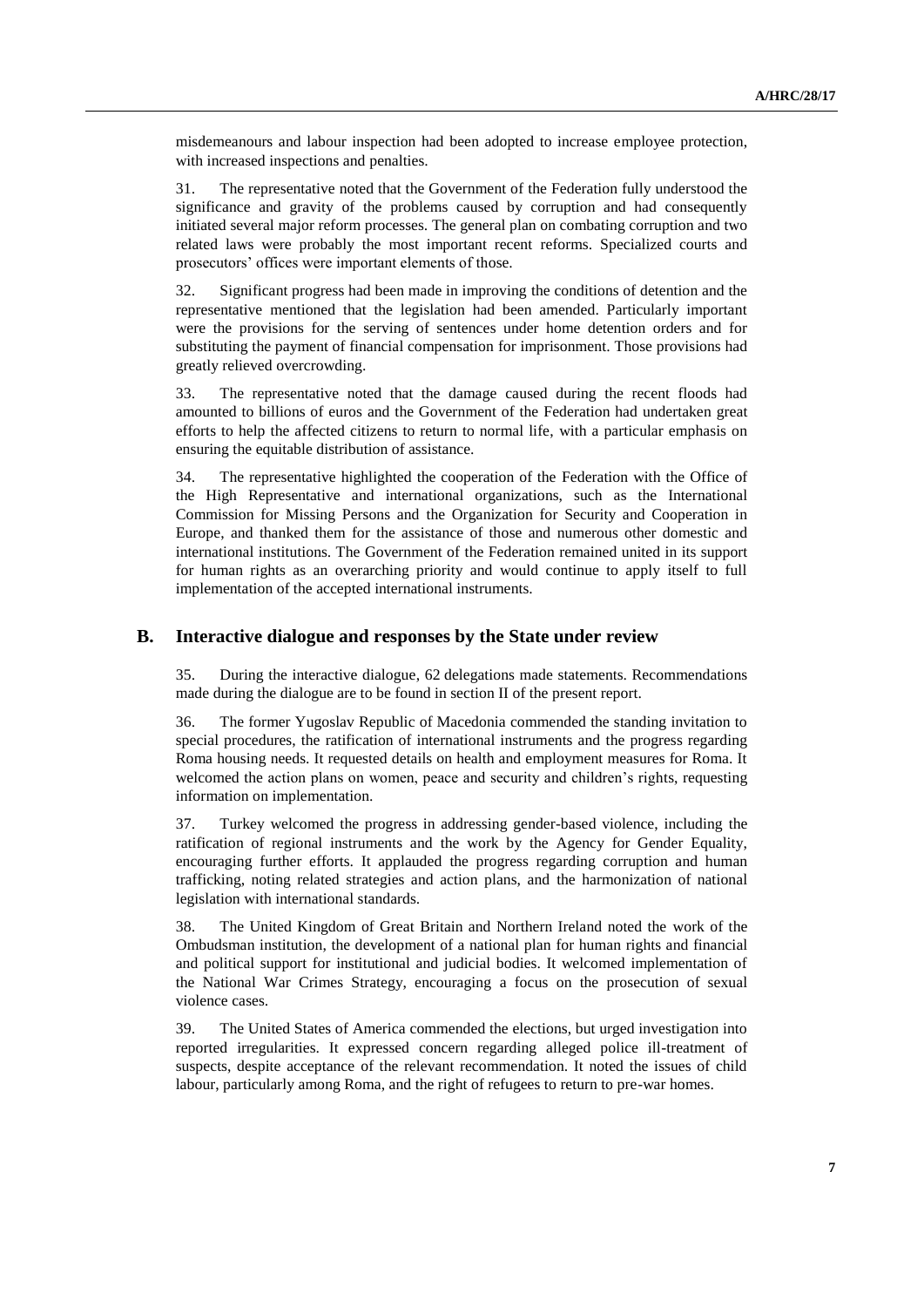misdemeanours and labour inspection had been adopted to increase employee protection, with increased inspections and penalties.

31. The representative noted that the Government of the Federation fully understood the significance and gravity of the problems caused by corruption and had consequently initiated several major reform processes. The general plan on combating corruption and two related laws were probably the most important recent reforms. Specialized courts and prosecutors' offices were important elements of those.

32. Significant progress had been made in improving the conditions of detention and the representative mentioned that the legislation had been amended. Particularly important were the provisions for the serving of sentences under home detention orders and for substituting the payment of financial compensation for imprisonment. Those provisions had greatly relieved overcrowding.

33. The representative noted that the damage caused during the recent floods had amounted to billions of euros and the Government of the Federation had undertaken great efforts to help the affected citizens to return to normal life, with a particular emphasis on ensuring the equitable distribution of assistance.

34. The representative highlighted the cooperation of the Federation with the Office of the High Representative and international organizations, such as the International Commission for Missing Persons and the Organization for Security and Cooperation in Europe, and thanked them for the assistance of those and numerous other domestic and international institutions. The Government of the Federation remained united in its support for human rights as an overarching priority and would continue to apply itself to full implementation of the accepted international instruments.

## B. Interactive dialogue and responses by the State under review

35. During the interactive dialogue, 62 delegations made statements. Recommendations made during the dialogue are to be found in section II of the present report.

36. The former Yugoslav Republic of Macedonia commended the standing invitation to special procedures, the ratification of international instruments and the progress regarding Roma housing needs. It requested details on health and employment measures for Roma. It welcomed the action plans on women, peace and security and children's rights, requesting information on implementation.

37. Turkey welcomed the progress in addressing gender-based violence, including the ratification of regional instruments and the work by the Agency for Gender Equality, encouraging further efforts. It applauded the progress regarding corruption and human trafficking, noting related strategies and action plans, and the harmonization of national legislation with international standards.

38. The United Kingdom of Great Britain and Northern Ireland noted the work of the Ombudsman institution, the development of a national plan for human rights and financial and political support for institutional and judicial bodies. It welcomed implementation of the National War Crimes Strategy, encouraging a focus on the prosecution of sexual violence cases.

39. The United States of America commended the elections, but urged investigation into reported irregularities. It expressed concern regarding alleged police ill-treatment of suspects, despite acceptance of the relevant recommendation. It noted the issues of child labour, particularly among Roma, and the right of refugees to return to pre-war homes.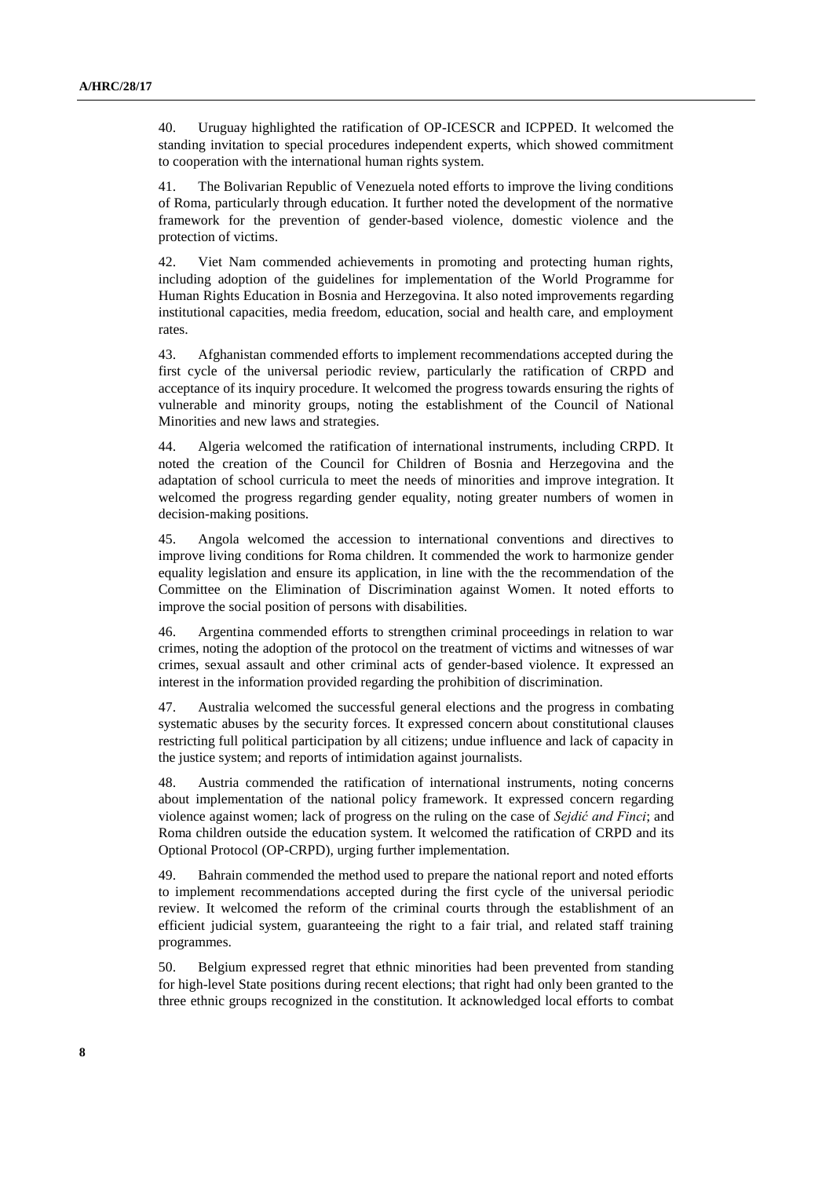40. Uruguay highlighted the ratification of OP-ICESCR and ICPPED. It welcomed the standing invitation to special procedures independent experts, which showed commitment to cooperation with the international human rights system.

41. The Bolivarian Republic of Venezuela noted efforts to improve the living conditions of Roma, particularly through education. It further noted the development of the normative framework for the prevention of gender-based violence, domestic violence and the protection of victims.

42. Viet Nam commended achievements in promoting and protecting human rights, including adoption of the guidelines for implementation of the World Programme for Human Rights Education in Bosnia and Herzegovina. It also noted improvements regarding institutional capacities, media freedom, education, social and health care, and employment rates.

43. Afghanistan commended efforts to implement recommendations accepted during the first cycle of the universal periodic review, particularly the ratification of CRPD and acceptance of its inquiry procedure. It welcomed the progress towards ensuring the rights of vulnerable and minority groups, noting the establishment of the Council of National Minorities and new laws and strategies.

44. Algeria welcomed the ratification of international instruments, including CRPD. It noted the creation of the Council for Children of Bosnia and Herzegovina and the adaptation of school curricula to meet the needs of minorities and improve integration. It welcomed the progress regarding gender equality, noting greater numbers of women in decision-making positions.

45. Angola welcomed the accession to international conventions and directives to improve living conditions for Roma children. It commended the work to harmonize gender equality legislation and ensure its application, in line with the the recommendation of the Committee on the Elimination of Discrimination against Women. It noted efforts to improve the social position of persons with disabilities.

46. Argentina commended efforts to strengthen criminal proceedings in relation to war crimes, noting the adoption of the protocol on the treatment of victims and witnesses of war crimes, sexual assault and other criminal acts of gender-based violence. It expressed an interest in the information provided regarding the prohibition of discrimination.

47. Australia welcomed the successful general elections and the progress in combating systematic abuses by the security forces. It expressed concern about constitutional clauses restricting full political participation by all citizens; undue influence and lack of capacity in the justice system; and reports of intimidation against journalists.

48. Austria commended the ratification of international instruments, noting concerns about implementation of the national policy framework. It expressed concern regarding violence against women; lack of progress on the ruling on the case of *Sejdić and Finci*; and Roma children outside the education system. It welcomed the ratification of CRPD and its Optional Protocol (OP-CRPD), urging further implementation.

49. Bahrain commended the method used to prepare the national report and noted efforts to implement recommendations accepted during the first cycle of the universal periodic review. It welcomed the reform of the criminal courts through the establishment of an efficient judicial system, guaranteeing the right to a fair trial, and related staff training programmes.

50. Belgium expressed regret that ethnic minorities had been prevented from standing for high-level State positions during recent elections; that right had only been granted to the three ethnic groups recognized in the constitution. It acknowledged local efforts to combat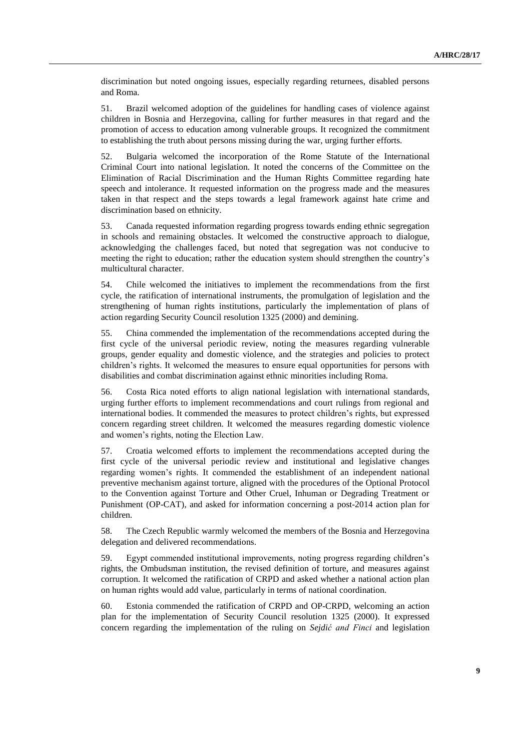discrimination but noted ongoing issues, especially regarding returnees, disabled persons and Roma.

51. Brazil welcomed adoption of the guidelines for handling cases of violence against children in Bosnia and Herzegovina, calling for further measures in that regard and the promotion of access to education among vulnerable groups. It recognized the commitment to establishing the truth about persons missing during the war, urging further efforts.

52. Bulgaria welcomed the incorporation of the Rome Statute of the International Criminal Court into national legislation. It noted the concerns of the Committee on the Elimination of Racial Discrimination and the Human Rights Committee regarding hate speech and intolerance. It requested information on the progress made and the measures taken in that respect and the steps towards a legal framework against hate crime and discrimination based on ethnicity.

53. Canada requested information regarding progress towards ending ethnic segregation in schools and remaining obstacles. It welcomed the constructive approach to dialogue, acknowledging the challenges faced, but noted that segregation was not conducive to meeting the right to education; rather the education system should strengthen the country's multicultural character.

54. Chile welcomed the initiatives to implement the recommendations from the first cycle, the ratification of international instruments, the promulgation of legislation and the strengthening of human rights institutions, particularly the implementation of plans of action regarding Security Council resolution 1325 (2000) and demining.

55. China commended the implementation of the recommendations accepted during the first cycle of the universal periodic review, noting the measures regarding vulnerable groups, gender equality and domestic violence, and the strategies and policies to protect children's rights. It welcomed the measures to ensure equal opportunities for persons with disabilities and combat discrimination against ethnic minorities including Roma.

56. Costa Rica noted efforts to align national legislation with international standards, urging further efforts to implement recommendations and court rulings from regional and international bodies. It commended the measures to protect children's rights, but expressed concern regarding street children. It welcomed the measures regarding domestic violence and women's rights, noting the Election Law.

57. Croatia welcomed efforts to implement the recommendations accepted during the first cycle of the universal periodic review and institutional and legislative changes regarding women's rights. It commended the establishment of an independent national preventive mechanism against torture, aligned with the procedures of the Optional Protocol to the Convention against Torture and Other Cruel, Inhuman or Degrading Treatment or Punishment (OP-CAT), and asked for information concerning a post-2014 action plan for children.

58. The Czech Republic warmly welcomed the members of the Bosnia and Herzegovina delegation and delivered recommendations.

59. Egypt commended institutional improvements, noting progress regarding children's rights, the Ombudsman institution, the revised definition of torture, and measures against corruption. It welcomed the ratification of CRPD and asked whether a national action plan on human rights would add value, particularly in terms of national coordination.

60. Estonia commended the ratification of CRPD and OP-CRPD, welcoming an action plan for the implementation of Security Council resolution 1325 (2000). It expressed concern regarding the implementation of the ruling on *Sejdić and Finci* and legislation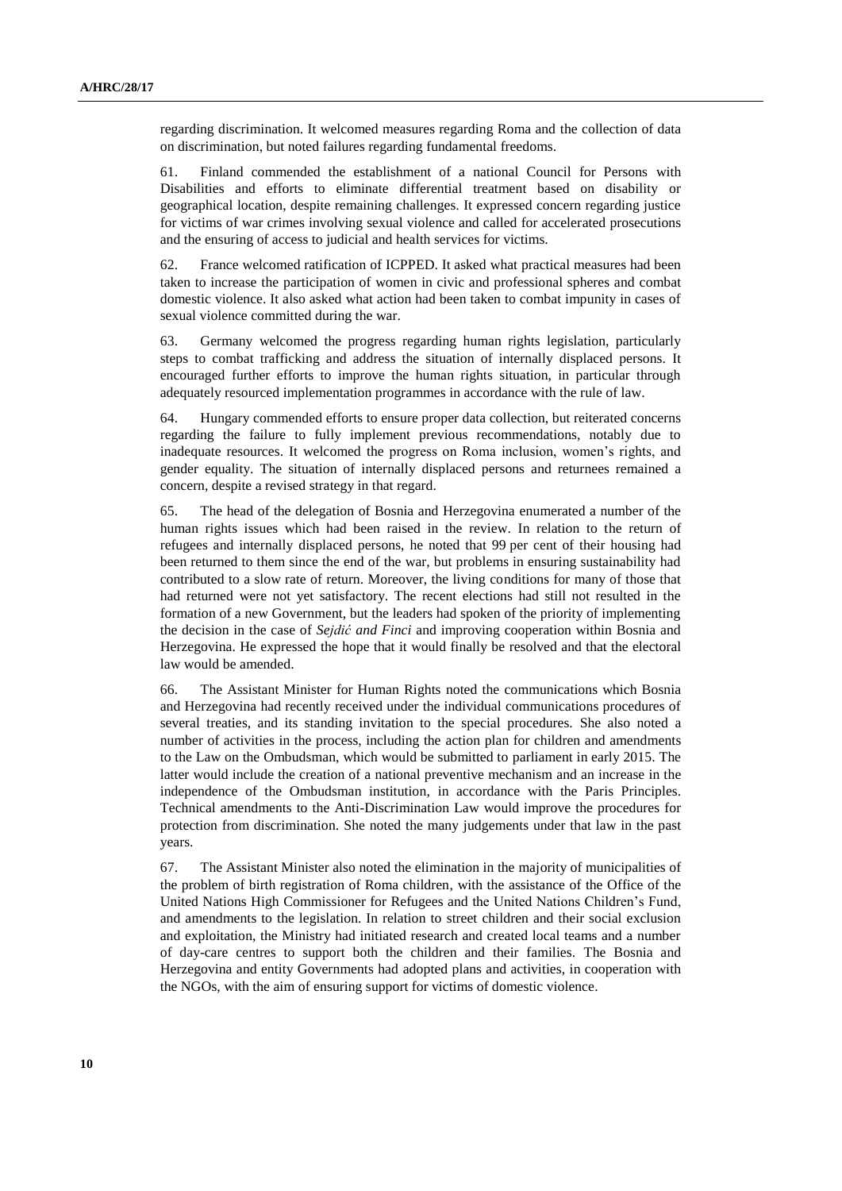regarding discrimination. It welcomed measures regarding Roma and the collection of data on discrimination, but noted failures regarding fundamental freedoms.

61. Finland commended the establishment of a national Council for Persons with Disabilities and efforts to eliminate differential treatment based on disability or geographical location, despite remaining challenges. It expressed concern regarding justice for victims of war crimes involving sexual violence and called for accelerated prosecutions and the ensuring of access to judicial and health services for victims.

62. France welcomed ratification of ICPPED. It asked what practical measures had been taken to increase the participation of women in civic and professional spheres and combat domestic violence. It also asked what action had been taken to combat impunity in cases of sexual violence committed during the war.

63. Germany welcomed the progress regarding human rights legislation, particularly steps to combat trafficking and address the situation of internally displaced persons. It encouraged further efforts to improve the human rights situation, in particular through adequately resourced implementation programmes in accordance with the rule of law.

64. Hungary commended efforts to ensure proper data collection, but reiterated concerns regarding the failure to fully implement previous recommendations, notably due to inadequate resources. It welcomed the progress on Roma inclusion, women's rights, and gender equality. The situation of internally displaced persons and returnees remained a concern, despite a revised strategy in that regard.

65. The head of the delegation of Bosnia and Herzegovina enumerated a number of the human rights issues which had been raised in the review. In relation to the return of refugees and internally displaced persons, he noted that 99 per cent of their housing had been returned to them since the end of the war, but problems in ensuring sustainability had contributed to a slow rate of return. Moreover, the living conditions for many of those that had returned were not yet satisfactory. The recent elections had still not resulted in the formation of a new Government, but the leaders had spoken of the priority of implementing the decision in the case of *Sejdić and Finci* and improving cooperation within Bosnia and Herzegovina. He expressed the hope that it would finally be resolved and that the electoral law would be amended.

66. The Assistant Minister for Human Rights noted the communications which Bosnia and Herzegovina had recently received under the individual communications procedures of several treaties, and its standing invitation to the special procedures. She also noted a number of activities in the process, including the action plan for children and amendments to the Law on the Ombudsman, which would be submitted to parliament in early 2015. The latter would include the creation of a national preventive mechanism and an increase in the independence of the Ombudsman institution, in accordance with the Paris Principles. Technical amendments to the Anti-Discrimination Law would improve the procedures for protection from discrimination. She noted the many judgements under that law in the past years.

67. The Assistant Minister also noted the elimination in the majority of municipalities of the problem of birth registration of Roma children, with the assistance of the Office of the United Nations High Commissioner for Refugees and the United Nations Children's Fund, and amendments to the legislation. In relation to street children and their social exclusion and exploitation, the Ministry had initiated research and created local teams and a number of day-care centres to support both the children and their families. The Bosnia and Herzegovina and entity Governments had adopted plans and activities, in cooperation with the NGOs, with the aim of ensuring support for victims of domestic violence.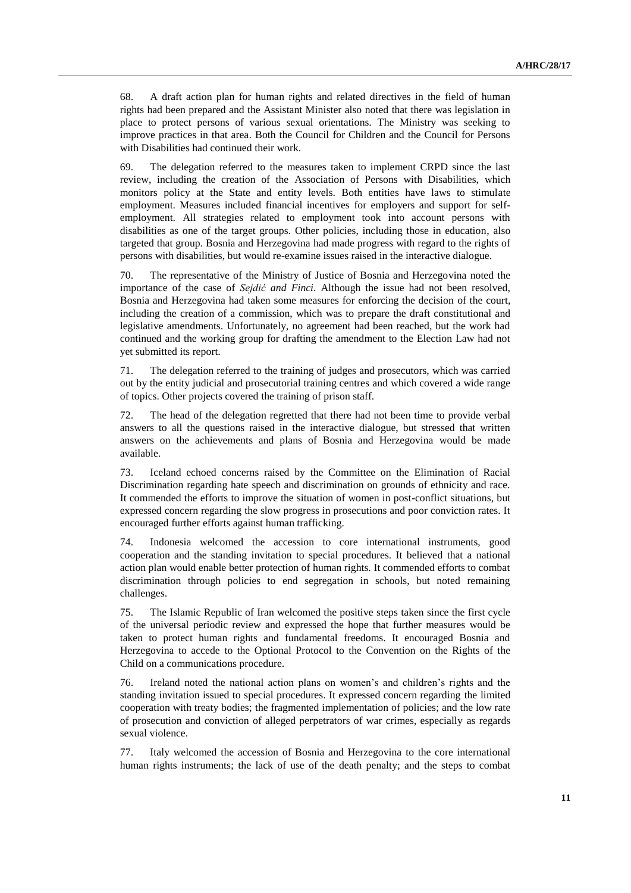68. A draft action plan for human rights and related directives in the field of human rights had been prepared and the Assistant Minister also noted that there was legislation in place to protect persons of various sexual orientations. The Ministry was seeking to improve practices in that area. Both the Council for Children and the Council for Persons with Disabilities had continued their work.

69. The delegation referred to the measures taken to implement CRPD since the last review, including the creation of the Association of Persons with Disabilities, which monitors policy at the State and entity levels. Both entities have laws to stimulate employment. Measures included financial incentives for employers and support for self-employment. All strategies related to employment took into account persons with disabilities as one of the target groups. Other policies, including those in education, also targeted that group. Bosnia and Herzegovina had made progress with regard to the rights of persons with disabilities, but would re-examine issues raised in the interactive dialogue.

70. The representative of the Ministry of Justice of Bosnia and Herzegovina noted the importance of the case of *Sejdić and Finci*. Although the issue had not been resolved, Bosnia and Herzegovina had taken some measures for enforcing the decision of the court, including the creation of a commission, which was to prepare the draft constitutional and legislative amendments. Unfortunately, no agreement had been reached, but the work had continued and the working group for drafting the amendment to the Election Law had not yet submitted its report.

71. The delegation referred to the training of judges and prosecutors, which was carried out by the entity judicial and prosecutorial training centres and which covered a wide range of topics. Other projects covered the training of prison staff.

72. The head of the delegation regretted that there had not been time to provide verbal answers to all the questions raised in the interactive dialogue, but stressed that written answers on the achievements and plans of Bosnia and Herzegovina would be made available.

73. Iceland echoed concerns raised by the Committee on the Elimination of Racial Discrimination regarding hate speech and discrimination on grounds of ethnicity and race. It commended the efforts to improve the situation of women in post-conflict situations, but expressed concern regarding the slow progress in prosecutions and poor conviction rates. It encouraged further efforts against human trafficking.

74. Indonesia welcomed the accession to core international instruments, good cooperation and the standing invitation to special procedures. It believed that a national action plan would enable better protection of human rights. It commended efforts to combat discrimination through policies to end segregation in schools, but noted remaining challenges.

75. The Islamic Republic of Iran welcomed the positive steps taken since the first cycle of the universal periodic review and expressed the hope that further measures would be taken to protect human rights and fundamental freedoms. It encouraged Bosnia and Herzegovina to accede to the Optional Protocol to the Convention on the Rights of the Child on a communications procedure.

76. Ireland noted the national action plans on women's and children's rights and the standing invitation issued to special procedures. It expressed concern regarding the limited cooperation with treaty bodies; the fragmented implementation of policies; and the low rate of prosecution and conviction of alleged perpetrators of war crimes, especially as regards sexual violence.

77. Italy welcomed the accession of Bosnia and Herzegovina to the core international human rights instruments; the lack of use of the death penalty; and the steps to combat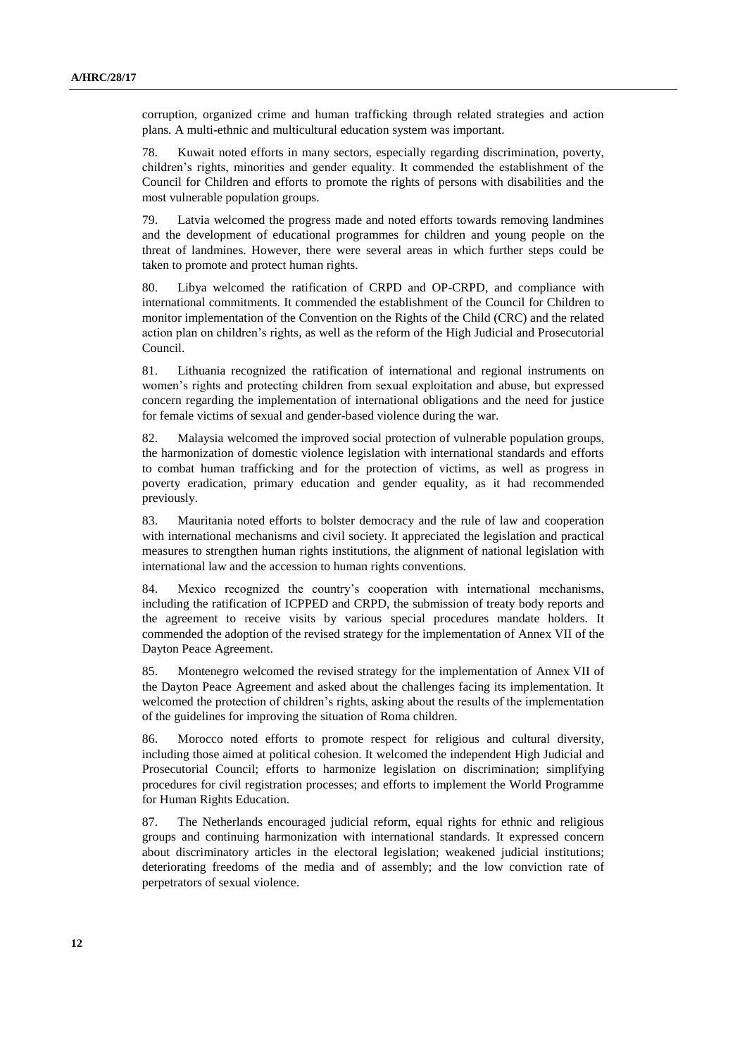corruption, organized crime and human trafficking through related strategies and action plans. A multi-ethnic and multicultural education system was important.

78. Kuwait noted efforts in many sectors, especially regarding discrimination, poverty, children's rights, minorities and gender equality. It commended the establishment of the Council for Children and efforts to promote the rights of persons with disabilities and the most vulnerable population groups.

79. Latvia welcomed the progress made and noted efforts towards removing landmines and the development of educational programmes for children and young people on the threat of landmines. However, there were several areas in which further steps could be taken to promote and protect human rights.

80. Libya welcomed the ratification of CRPD and OP-CRPD, and compliance with international commitments. It commended the establishment of the Council for Children to monitor implementation of the Convention on the Rights of the Child (CRC) and the related action plan on children's rights, as well as the reform of the High Judicial and Prosecutorial Council.

81. Lithuania recognized the ratification of international and regional instruments on women's rights and protecting children from sexual exploitation and abuse, but expressed concern regarding the implementation of international obligations and the need for justice for female victims of sexual and gender-based violence during the war.

82. Malaysia welcomed the improved social protection of vulnerable population groups, the harmonization of domestic violence legislation with international standards and efforts to combat human trafficking and for the protection of victims, as well as progress in poverty eradication, primary education and gender equality, as it had recommended previously.

83. Mauritania noted efforts to bolster democracy and the rule of law and cooperation with international mechanisms and civil society. It appreciated the legislation and practical measures to strengthen human rights institutions, the alignment of national legislation with international law and the accession to human rights conventions.

84. Mexico recognized the country's cooperation with international mechanisms, including the ratification of ICPPED and CRPD, the submission of treaty body reports and the agreement to receive visits by various special procedures mandate holders. It commended the adoption of the revised strategy for the implementation of Annex VII of the Dayton Peace Agreement.

85. Montenegro welcomed the revised strategy for the implementation of Annex VII of the Dayton Peace Agreement and asked about the challenges facing its implementation. It welcomed the protection of children's rights, asking about the results of the implementation of the guidelines for improving the situation of Roma children.

86. Morocco noted efforts to promote respect for religious and cultural diversity, including those aimed at political cohesion. It welcomed the independent High Judicial and Prosecutorial Council; efforts to harmonize legislation on discrimination; simplifying procedures for civil registration processes; and efforts to implement the World Programme for Human Rights Education.

87. The Netherlands encouraged judicial reform, equal rights for ethnic and religious groups and continuing harmonization with international standards. It expressed concern about discriminatory articles in the electoral legislation; weakened judicial institutions; deteriorating freedoms of the media and of assembly; and the low conviction rate of perpetrators of sexual violence.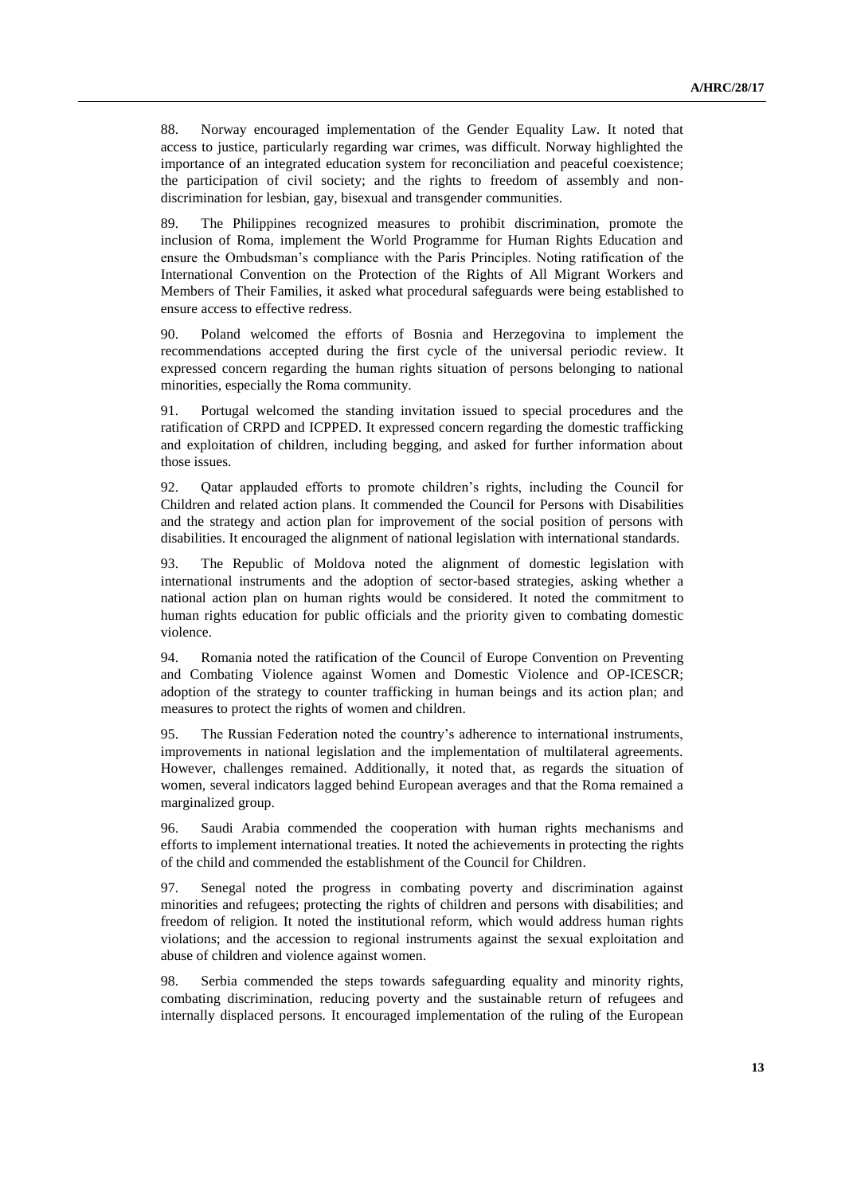88. Norway encouraged implementation of the Gender Equality Law. It noted that access to justice, particularly regarding war crimes, was difficult. Norway highlighted the importance of an integrated education system for reconciliation and peaceful coexistence; the participation of civil society; and the rights to freedom of assembly and non-discrimination for lesbian, gay, bisexual and transgender communities.

89. The Philippines recognized measures to prohibit discrimination, promote the inclusion of Roma, implement the World Programme for Human Rights Education and ensure the Ombudsman's compliance with the Paris Principles. Noting ratification of the International Convention on the Protection of the Rights of All Migrant Workers and Members of Their Families, it asked what procedural safeguards were being established to ensure access to effective redress.

90. Poland welcomed the efforts of Bosnia and Herzegovina to implement the recommendations accepted during the first cycle of the universal periodic review. It expressed concern regarding the human rights situation of persons belonging to national minorities, especially the Roma community.

91. Portugal welcomed the standing invitation issued to special procedures and the ratification of CRPD and ICPPED. It expressed concern regarding the domestic trafficking and exploitation of children, including begging, and asked for further information about those issues.

92. Qatar applauded efforts to promote children's rights, including the Council for Children and related action plans. It commended the Council for Persons with Disabilities and the strategy and action plan for improvement of the social position of persons with disabilities. It encouraged the alignment of national legislation with international standards.

93. The Republic of Moldova noted the alignment of domestic legislation with international instruments and the adoption of sector-based strategies, asking whether a national action plan on human rights would be considered. It noted the commitment to human rights education for public officials and the priority given to combating domestic violence.

94. Romania noted the ratification of the Council of Europe Convention on Preventing and Combating Violence against Women and Domestic Violence and OP-ICESCR; adoption of the strategy to counter trafficking in human beings and its action plan; and measures to protect the rights of women and children.

95. The Russian Federation noted the country's adherence to international instruments, improvements in national legislation and the implementation of multilateral agreements. However, challenges remained. Additionally, it noted that, as regards the situation of women, several indicators lagged behind European averages and that the Roma remained a marginalized group.

96. Saudi Arabia commended the cooperation with human rights mechanisms and efforts to implement international treaties. It noted the achievements in protecting the rights of the child and commended the establishment of the Council for Children.

97. Senegal noted the progress in combating poverty and discrimination against minorities and refugees; protecting the rights of children and persons with disabilities; and freedom of religion. It noted the institutional reform, which would address human rights violations; and the accession to regional instruments against the sexual exploitation and abuse of children and violence against women.

98. Serbia commended the steps towards safeguarding equality and minority rights, combating discrimination, reducing poverty and the sustainable return of refugees and internally displaced persons. It encouraged implementation of the ruling of the European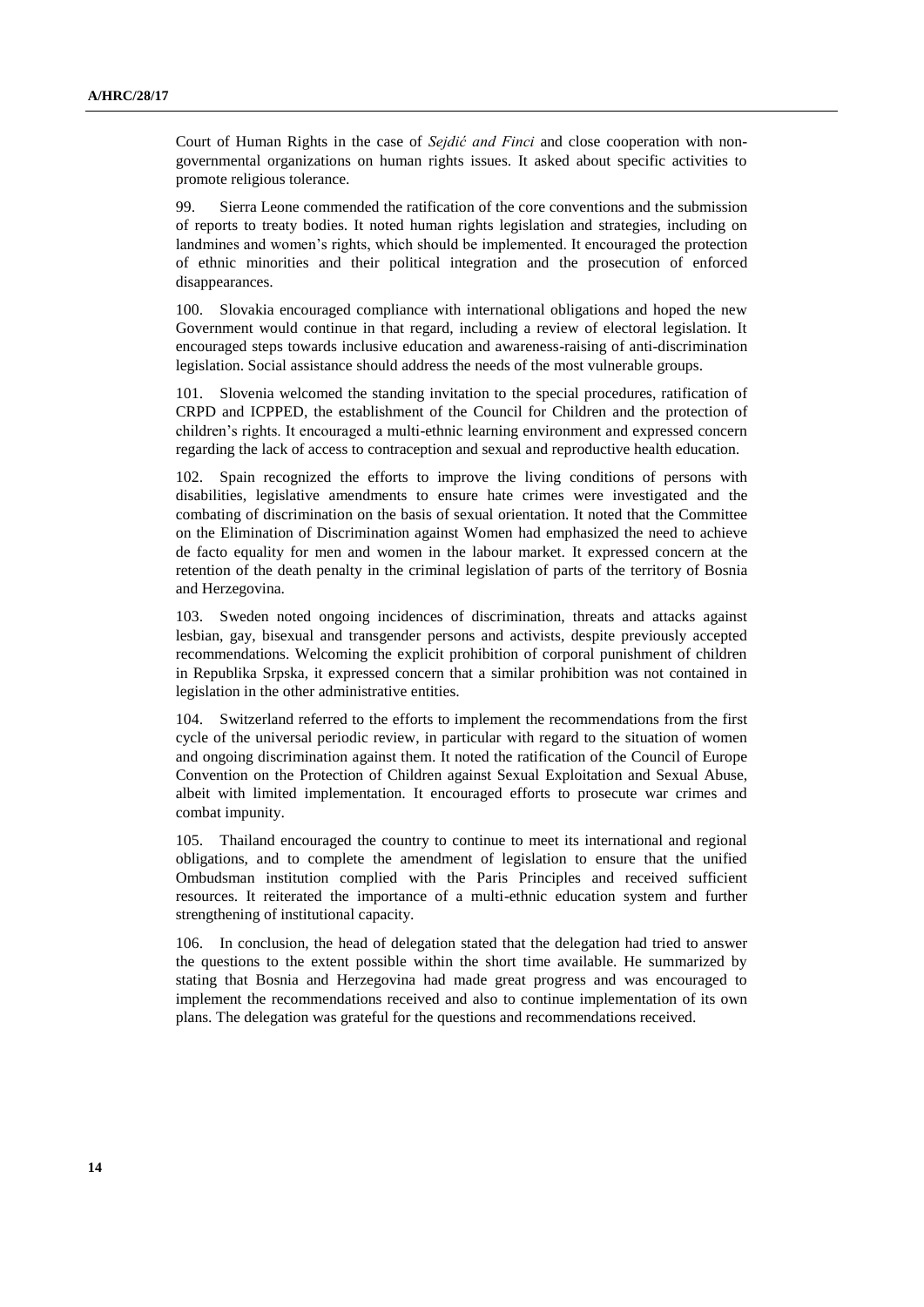Court of Human Rights in the case of *Sejdić and Finci* and close cooperation with non-governmental organizations on human rights issues. It asked about specific activities to promote religious tolerance.

99. Sierra Leone commended the ratification of the core conventions and the submission of reports to treaty bodies. It noted human rights legislation and strategies, including on landmines and women's rights, which should be implemented. It encouraged the protection of ethnic minorities and their political integration and the prosecution of enforced disappearances.

100. Slovakia encouraged compliance with international obligations and hoped the new Government would continue in that regard, including a review of electoral legislation. It encouraged steps towards inclusive education and awareness-raising of anti-discrimination legislation. Social assistance should address the needs of the most vulnerable groups.

101. Slovenia welcomed the standing invitation to the special procedures, ratification of CRPD and ICPPED, the establishment of the Council for Children and the protection of children's rights. It encouraged a multi-ethnic learning environment and expressed concern regarding the lack of access to contraception and sexual and reproductive health education.

102. Spain recognized the efforts to improve the living conditions of persons with disabilities, legislative amendments to ensure hate crimes were investigated and the combating of discrimination on the basis of sexual orientation. It noted that the Committee on the Elimination of Discrimination against Women had emphasized the need to achieve de facto equality for men and women in the labour market. It expressed concern at the retention of the death penalty in the criminal legislation of parts of the territory of Bosnia and Herzegovina.

103. Sweden noted ongoing incidences of discrimination, threats and attacks against lesbian, gay, bisexual and transgender persons and activists, despite previously accepted recommendations. Welcoming the explicit prohibition of corporal punishment of children in Republika Srpska, it expressed concern that a similar prohibition was not contained in legislation in the other administrative entities.

104. Switzerland referred to the efforts to implement the recommendations from the first cycle of the universal periodic review, in particular with regard to the situation of women and ongoing discrimination against them. It noted the ratification of the Council of Europe Convention on the Protection of Children against Sexual Exploitation and Sexual Abuse, albeit with limited implementation. It encouraged efforts to prosecute war crimes and combat impunity.

105. Thailand encouraged the country to continue to meet its international and regional obligations, and to complete the amendment of legislation to ensure that the unified Ombudsman institution complied with the Paris Principles and received sufficient resources. It reiterated the importance of a multi-ethnic education system and further strengthening of institutional capacity.

106. In conclusion, the head of delegation stated that the delegation had tried to answer the questions to the extent possible within the short time available. He summarized by stating that Bosnia and Herzegovina had made great progress and was encouraged to implement the recommendations received and also to continue implementation of its own plans. The delegation was grateful for the questions and recommendations received.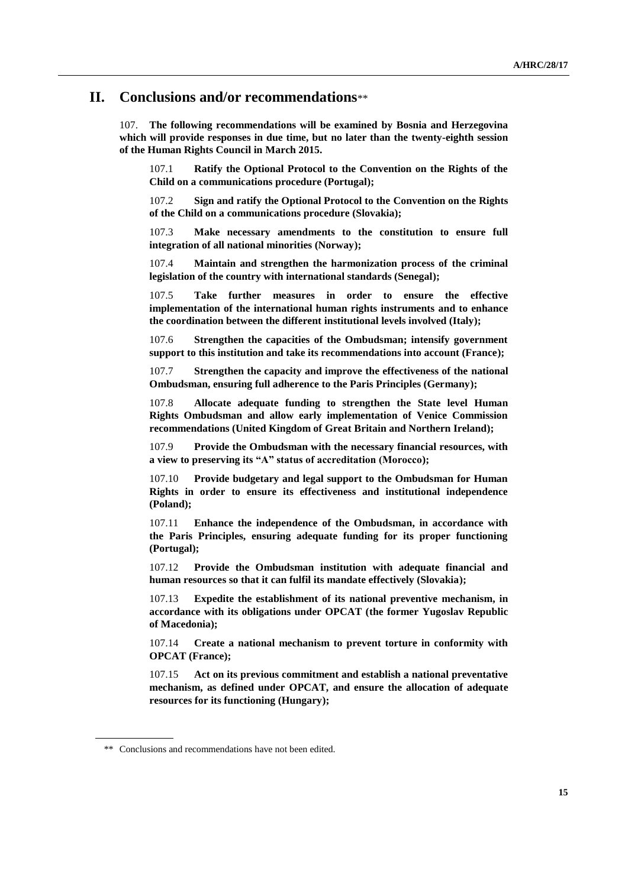# II. Conclusions and/or recommendations**

107. **The following recommendations will be examined by Bosnia and Herzegovina which will provide responses in due time, but no later than the twenty-eighth session of the Human Rights Council in March 2015.**

107.1 **Ratify the Optional Protocol to the Convention on the Rights of the Child on a communications procedure (Portugal);**

107.2 **Sign and ratify the Optional Protocol to the Convention on the Rights of the Child on a communications procedure (Slovakia);**

107.3 **Make necessary amendments to the constitution to ensure full integration of all national minorities (Norway);**

107.4 **Maintain and strengthen the harmonization process of the criminal legislation of the country with international standards (Senegal);**

107.5 **Take further measures in order to ensure the effective implementation of the international human rights instruments and to enhance the coordination between the different institutional levels involved (Italy);**

107.6 **Strengthen the capacities of the Ombudsman; intensify government support to this institution and take its recommendations into account (France);**

107.7 **Strengthen the capacity and improve the effectiveness of the national Ombudsman, ensuring full adherence to the Paris Principles (Germany);**

107.8 **Allocate adequate funding to strengthen the State level Human Rights Ombudsman and allow early implementation of Venice Commission recommendations (United Kingdom of Great Britain and Northern Ireland);**

107.9 **Provide the Ombudsman with the necessary financial resources, with a view to preserving its "A" status of accreditation (Morocco);**

107.10 **Provide budgetary and legal support to the Ombudsman for Human Rights in order to ensure its effectiveness and institutional independence (Poland);**

107.11 **Enhance the independence of the Ombudsman, in accordance with the Paris Principles, ensuring adequate funding for its proper functioning (Portugal);**

107.12 **Provide the Ombudsman institution with adequate financial and human resources so that it can fulfil its mandate effectively (Slovakia);**

107.13 **Expedite the establishment of its national preventive mechanism, in accordance with its obligations under OPCAT (the former Yugoslav Republic of Macedonia);**

107.14 **Create a national mechanism to prevent torture in conformity with OPCAT (France);**

107.15 **Act on its previous commitment and establish a national preventative mechanism, as defined under OPCAT, and ensure the allocation of adequate resources for its functioning (Hungary);**

** Conclusions and recommendations have not been edited.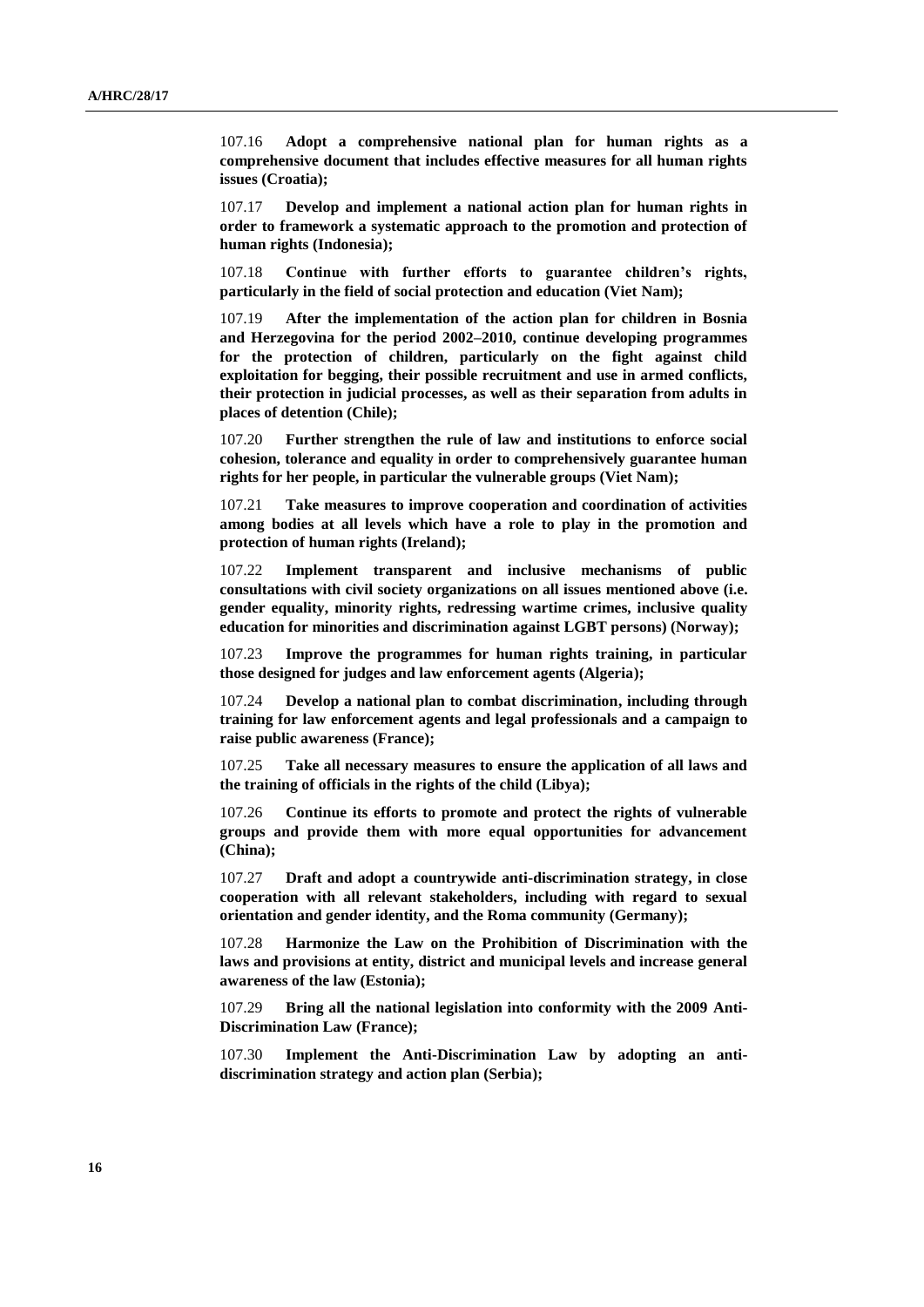107.16 **Adopt a comprehensive national plan for human rights as a comprehensive document that includes effective measures for all human rights issues (Croatia);**

107.17 **Develop and implement a national action plan for human rights in order to framework a systematic approach to the promotion and protection of human rights (Indonesia);**

107.18 **Continue with further efforts to guarantee children's rights, particularly in the field of social protection and education (Viet Nam);**

107.19 **After the implementation of the action plan for children in Bosnia and Herzegovina for the period 2002–2010, continue developing programmes for the protection of children, particularly on the fight against child exploitation for begging, their possible recruitment and use in armed conflicts, their protection in judicial processes, as well as their separation from adults in places of detention (Chile);**

107.20 **Further strengthen the rule of law and institutions to enforce social cohesion, tolerance and equality in order to comprehensively guarantee human rights for her people, in particular the vulnerable groups (Viet Nam);**

107.21 **Take measures to improve cooperation and coordination of activities among bodies at all levels which have a role to play in the promotion and protection of human rights (Ireland);**

107.22 **Implement transparent and inclusive mechanisms of public consultations with civil society organizations on all issues mentioned above (i.e. gender equality, minority rights, redressing wartime crimes, inclusive quality education for minorities and discrimination against LGBT persons) (Norway);**

107.23 **Improve the programmes for human rights training, in particular those designed for judges and law enforcement agents (Algeria);**

107.24 **Develop a national plan to combat discrimination, including through training for law enforcement agents and legal professionals and a campaign to raise public awareness (France);**

107.25 **Take all necessary measures to ensure the application of all laws and the training of officials in the rights of the child (Libya);**

107.26 **Continue its efforts to promote and protect the rights of vulnerable groups and provide them with more equal opportunities for advancement (China);**

107.27 **Draft and adopt a countrywide anti-discrimination strategy, in close cooperation with all relevant stakeholders, including with regard to sexual orientation and gender identity, and the Roma community (Germany);**

107.28 **Harmonize the Law on the Prohibition of Discrimination with the laws and provisions at entity, district and municipal levels and increase general awareness of the law (Estonia);**

107.29 **Bring all the national legislation into conformity with the 2009 Anti-Discrimination Law (France);**

107.30 **Implement the Anti-Discrimination Law by adopting an anti-discrimination strategy and action plan (Serbia);**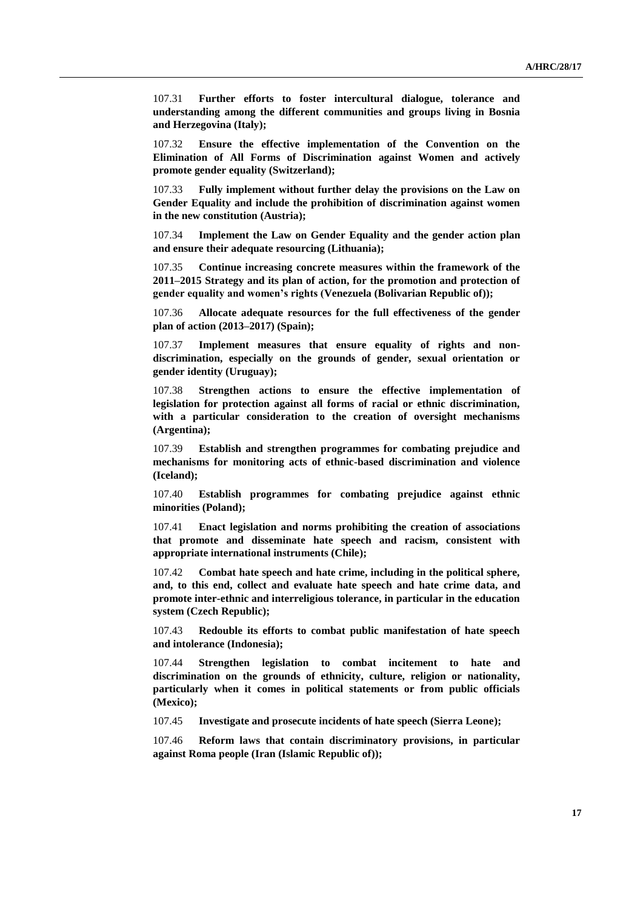107.31 **Further efforts to foster intercultural dialogue, tolerance and understanding among the different communities and groups living in Bosnia and Herzegovina (Italy);**

107.32 **Ensure the effective implementation of the Convention on the Elimination of All Forms of Discrimination against Women and actively promote gender equality (Switzerland);**

107.33 **Fully implement without further delay the provisions on the Law on Gender Equality and include the prohibition of discrimination against women in the new constitution (Austria);**

107.34 **Implement the Law on Gender Equality and the gender action plan and ensure their adequate resourcing (Lithuania);**

107.35 **Continue increasing concrete measures within the framework of the 2011–2015 Strategy and its plan of action, for the promotion and protection of gender equality and women's rights (Venezuela (Bolivarian Republic of));**

107.36 **Allocate adequate resources for the full effectiveness of the gender plan of action (2013–2017) (Spain);**

107.37 **Implement measures that ensure equality of rights and non-discrimination, especially on the grounds of gender, sexual orientation or gender identity (Uruguay);**

107.38 **Strengthen actions to ensure the effective implementation of legislation for protection against all forms of racial or ethnic discrimination, with a particular consideration to the creation of oversight mechanisms (Argentina);**

107.39 **Establish and strengthen programmes for combating prejudice and mechanisms for monitoring acts of ethnic-based discrimination and violence (Iceland);**

107.40 **Establish programmes for combating prejudice against ethnic minorities (Poland);**

107.41 **Enact legislation and norms prohibiting the creation of associations that promote and disseminate hate speech and racism, consistent with appropriate international instruments (Chile);**

107.42 **Combat hate speech and hate crime, including in the political sphere, and, to this end, collect and evaluate hate speech and hate crime data, and promote inter-ethnic and interreligious tolerance, in particular in the education system (Czech Republic);**

107.43 **Redouble its efforts to combat public manifestation of hate speech and intolerance (Indonesia);**

107.44 **Strengthen legislation to combat incitement to hate and discrimination on the grounds of ethnicity, culture, religion or nationality, particularly when it comes in political statements or from public officials (Mexico);**

107.45 **Investigate and prosecute incidents of hate speech (Sierra Leone);**

107.46 **Reform laws that contain discriminatory provisions, in particular against Roma people (Iran (Islamic Republic of));**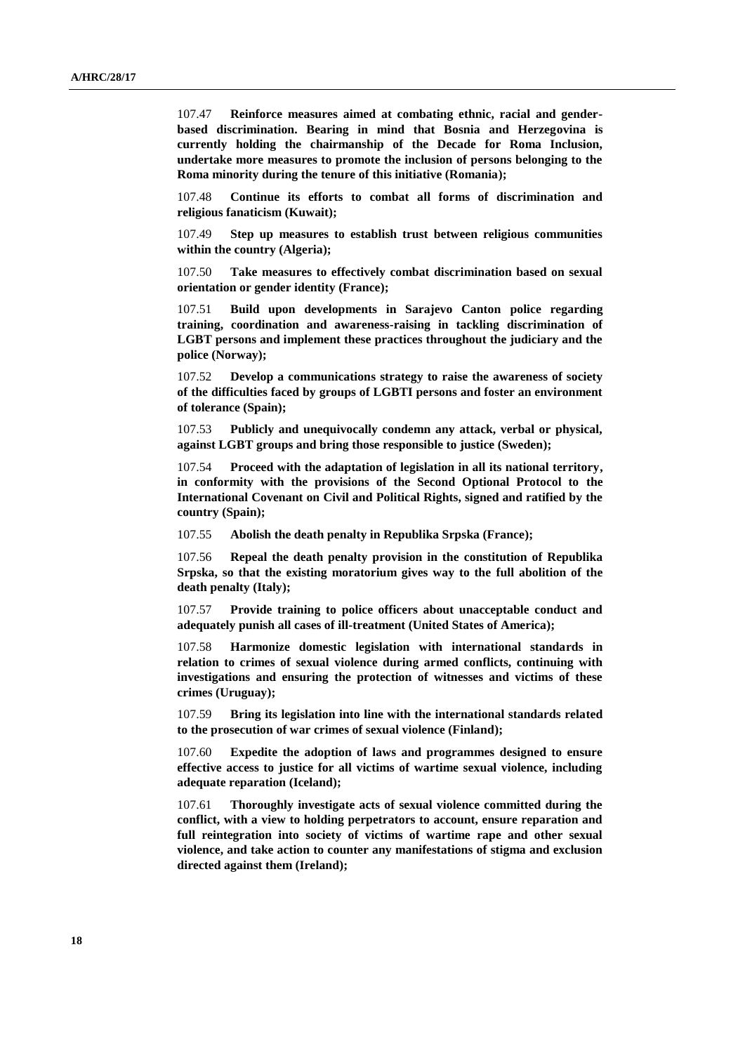107.47 **Reinforce measures aimed at combating ethnic, racial and gender-based discrimination. Bearing in mind that Bosnia and Herzegovina is currently holding the chairmanship of the Decade for Roma Inclusion, undertake more measures to promote the inclusion of persons belonging to the Roma minority during the tenure of this initiative (Romania);**

107.48 **Continue its efforts to combat all forms of discrimination and religious fanaticism (Kuwait);**

107.49 **Step up measures to establish trust between religious communities within the country (Algeria);**

107.50 **Take measures to effectively combat discrimination based on sexual orientation or gender identity (France);**

107.51 **Build upon developments in Sarajevo Canton police regarding training, coordination and awareness-raising in tackling discrimination of LGBT persons and implement these practices throughout the judiciary and the police (Norway);**

107.52 **Develop a communications strategy to raise the awareness of society of the difficulties faced by groups of LGBTI persons and foster an environment of tolerance (Spain);**

107.53 **Publicly and unequivocally condemn any attack, verbal or physical, against LGBT groups and bring those responsible to justice (Sweden);**

107.54 **Proceed with the adaptation of legislation in all its national territory, in conformity with the provisions of the Second Optional Protocol to the International Covenant on Civil and Political Rights, signed and ratified by the country (Spain);**

107.55 **Abolish the death penalty in Republika Srpska (France);**

107.56 **Repeal the death penalty provision in the constitution of Republika Srpska, so that the existing moratorium gives way to the full abolition of the death penalty (Italy);**

107.57 **Provide training to police officers about unacceptable conduct and adequately punish all cases of ill-treatment (United States of America);**

107.58 **Harmonize domestic legislation with international standards in relation to crimes of sexual violence during armed conflicts, continuing with investigations and ensuring the protection of witnesses and victims of these crimes (Uruguay);**

107.59 **Bring its legislation into line with the international standards related to the prosecution of war crimes of sexual violence (Finland);**

107.60 **Expedite the adoption of laws and programmes designed to ensure effective access to justice for all victims of wartime sexual violence, including adequate reparation (Iceland);**

107.61 **Thoroughly investigate acts of sexual violence committed during the conflict, with a view to holding perpetrators to account, ensure reparation and full reintegration into society of victims of wartime rape and other sexual violence, and take action to counter any manifestations of stigma and exclusion directed against them (Ireland);**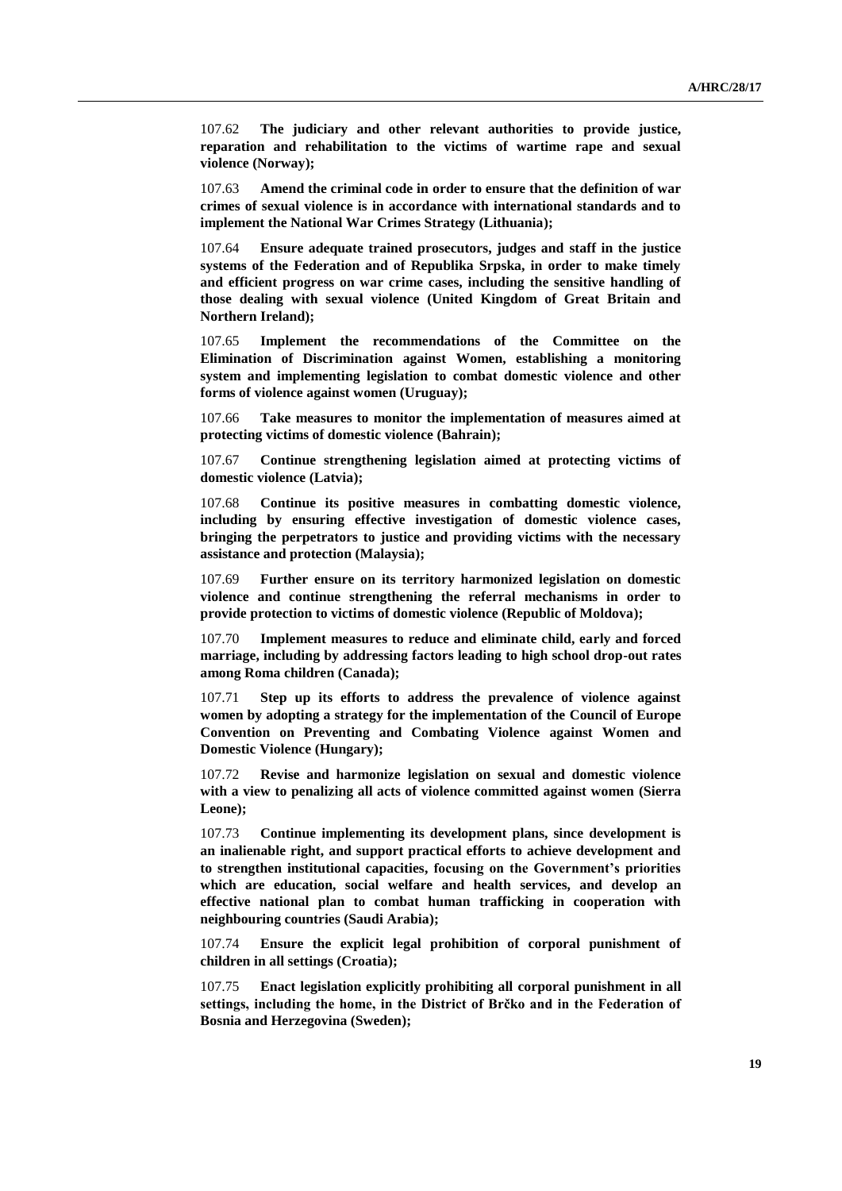107.62 **The judiciary and other relevant authorities to provide justice, reparation and rehabilitation to the victims of wartime rape and sexual violence (Norway);**

107.63 **Amend the criminal code in order to ensure that the definition of war crimes of sexual violence is in accordance with international standards and to implement the National War Crimes Strategy (Lithuania);**

107.64 **Ensure adequate trained prosecutors, judges and staff in the justice systems of the Federation and of Republika Srpska, in order to make timely and efficient progress on war crime cases, including the sensitive handling of those dealing with sexual violence (United Kingdom of Great Britain and Northern Ireland);**

107.65 **Implement the recommendations of the Committee on the Elimination of Discrimination against Women, establishing a monitoring system and implementing legislation to combat domestic violence and other forms of violence against women (Uruguay);**

107.66 **Take measures to monitor the implementation of measures aimed at protecting victims of domestic violence (Bahrain);**

107.67 **Continue strengthening legislation aimed at protecting victims of domestic violence (Latvia);**

107.68 **Continue its positive measures in combatting domestic violence, including by ensuring effective investigation of domestic violence cases, bringing the perpetrators to justice and providing victims with the necessary assistance and protection (Malaysia);**

107.69 **Further ensure on its territory harmonized legislation on domestic violence and continue strengthening the referral mechanisms in order to provide protection to victims of domestic violence (Republic of Moldova);**

107.70 **Implement measures to reduce and eliminate child, early and forced marriage, including by addressing factors leading to high school drop-out rates among Roma children (Canada);**

107.71 **Step up its efforts to address the prevalence of violence against women by adopting a strategy for the implementation of the Council of Europe Convention on Preventing and Combating Violence against Women and Domestic Violence (Hungary);**

107.72 **Revise and harmonize legislation on sexual and domestic violence with a view to penalizing all acts of violence committed against women (Sierra Leone);**

107.73 **Continue implementing its development plans, since development is an inalienable right, and support practical efforts to achieve development and to strengthen institutional capacities, focusing on the Government's priorities which are education, social welfare and health services, and develop an effective national plan to combat human trafficking in cooperation with neighbouring countries (Saudi Arabia);**

107.74 **Ensure the explicit legal prohibition of corporal punishment of children in all settings (Croatia);**

107.75 **Enact legislation explicitly prohibiting all corporal punishment in all settings, including the home, in the District of Brčko and in the Federation of Bosnia and Herzegovina (Sweden);**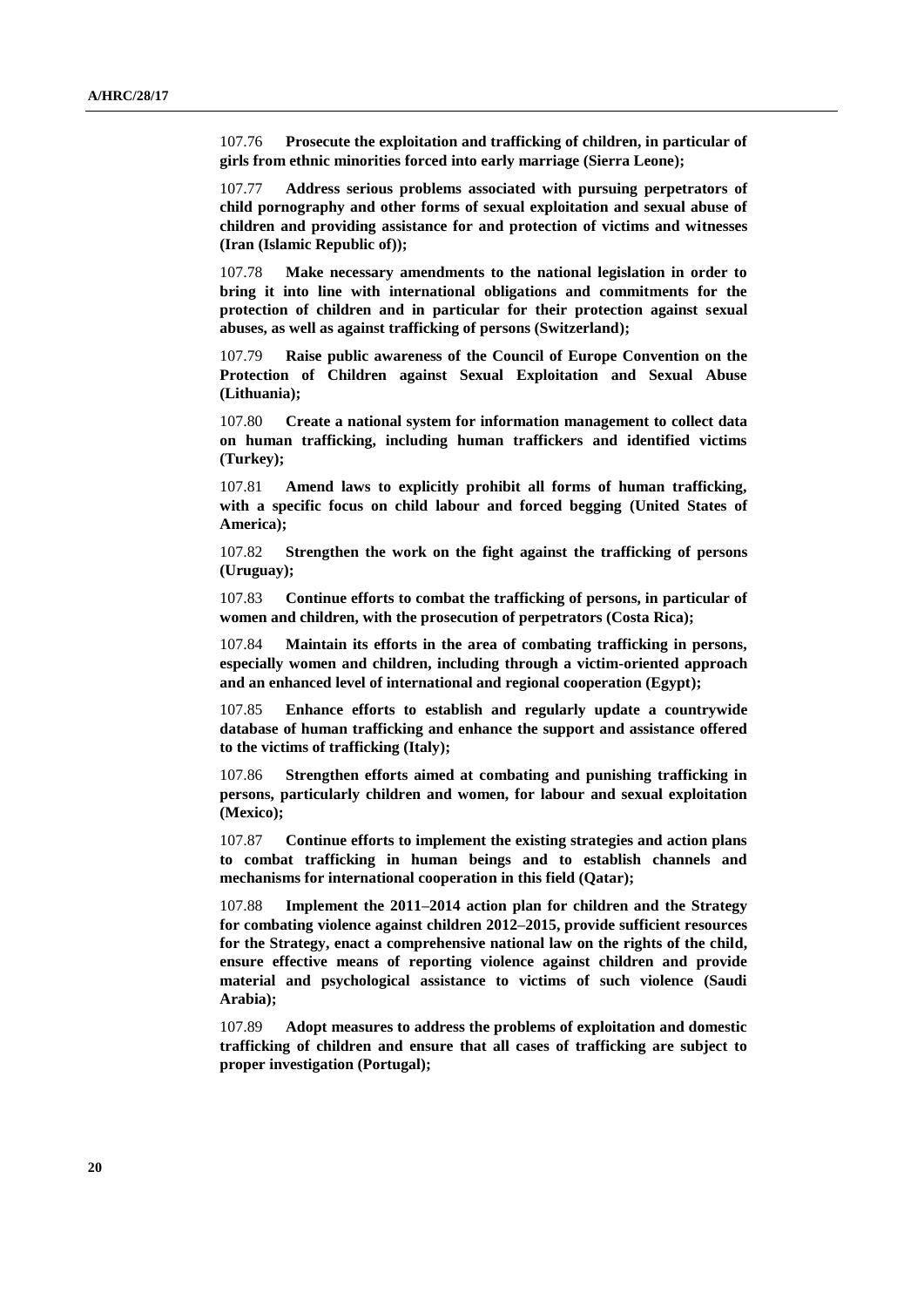107.76 **Prosecute the exploitation and trafficking of children, in particular of girls from ethnic minorities forced into early marriage (Sierra Leone);**

107.77 **Address serious problems associated with pursuing perpetrators of child pornography and other forms of sexual exploitation and sexual abuse of children and providing assistance for and protection of victims and witnesses (Iran (Islamic Republic of));**

107.78 **Make necessary amendments to the national legislation in order to bring it into line with international obligations and commitments for the protection of children and in particular for their protection against sexual abuses, as well as against trafficking of persons (Switzerland);**

107.79 **Raise public awareness of the Council of Europe Convention on the Protection of Children against Sexual Exploitation and Sexual Abuse (Lithuania);**

107.80 **Create a national system for information management to collect data on human trafficking, including human traffickers and identified victims (Turkey);**

107.81 **Amend laws to explicitly prohibit all forms of human trafficking, with a specific focus on child labour and forced begging (United States of America);**

107.82 **Strengthen the work on the fight against the trafficking of persons (Uruguay);**

107.83 **Continue efforts to combat the trafficking of persons, in particular of women and children, with the prosecution of perpetrators (Costa Rica);**

107.84 **Maintain its efforts in the area of combating trafficking in persons, especially women and children, including through a victim-oriented approach and an enhanced level of international and regional cooperation (Egypt);**

107.85 **Enhance efforts to establish and regularly update a countrywide database of human trafficking and enhance the support and assistance offered to the victims of trafficking (Italy);**

107.86 **Strengthen efforts aimed at combating and punishing trafficking in persons, particularly children and women, for labour and sexual exploitation (Mexico);**

107.87 **Continue efforts to implement the existing strategies and action plans to combat trafficking in human beings and to establish channels and mechanisms for international cooperation in this field (Qatar);**

107.88 **Implement the 2011–2014 action plan for children and the Strategy for combating violence against children 2012–2015, provide sufficient resources for the Strategy, enact a comprehensive national law on the rights of the child, ensure effective means of reporting violence against children and provide material and psychological assistance to victims of such violence (Saudi Arabia);**

107.89 **Adopt measures to address the problems of exploitation and domestic trafficking of children and ensure that all cases of trafficking are subject to proper investigation (Portugal);**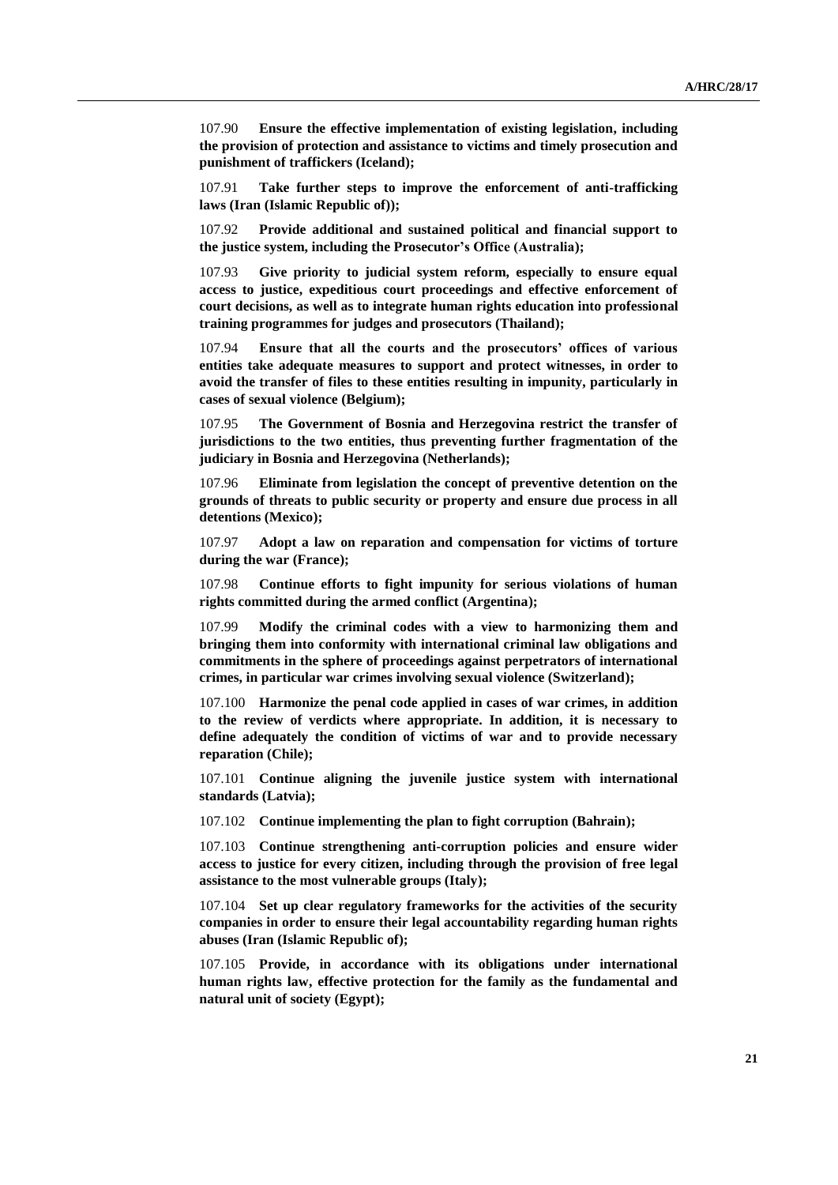107.90 **Ensure the effective implementation of existing legislation, including the provision of protection and assistance to victims and timely prosecution and punishment of traffickers (Iceland);**

107.91 **Take further steps to improve the enforcement of anti-trafficking laws (Iran (Islamic Republic of));**

107.92 **Provide additional and sustained political and financial support to the justice system, including the Prosecutor's Office (Australia);**

107.93 **Give priority to judicial system reform, especially to ensure equal access to justice, expeditious court proceedings and effective enforcement of court decisions, as well as to integrate human rights education into professional training programmes for judges and prosecutors (Thailand);**

107.94 **Ensure that all the courts and the prosecutors' offices of various entities take adequate measures to support and protect witnesses, in order to avoid the transfer of files to these entities resulting in impunity, particularly in cases of sexual violence (Belgium);**

107.95 **The Government of Bosnia and Herzegovina restrict the transfer of jurisdictions to the two entities, thus preventing further fragmentation of the judiciary in Bosnia and Herzegovina (Netherlands);**

107.96 **Eliminate from legislation the concept of preventive detention on the grounds of threats to public security or property and ensure due process in all detentions (Mexico);**

107.97 **Adopt a law on reparation and compensation for victims of torture during the war (France);**

107.98 **Continue efforts to fight impunity for serious violations of human rights committed during the armed conflict (Argentina);**

107.99 **Modify the criminal codes with a view to harmonizing them and bringing them into conformity with international criminal law obligations and commitments in the sphere of proceedings against perpetrators of international crimes, in particular war crimes involving sexual violence (Switzerland);**

107.100 **Harmonize the penal code applied in cases of war crimes, in addition to the review of verdicts where appropriate. In addition, it is necessary to define adequately the condition of victims of war and to provide necessary reparation (Chile);**

107.101 **Continue aligning the juvenile justice system with international standards (Latvia);**

107.102 **Continue implementing the plan to fight corruption (Bahrain);**

107.103 **Continue strengthening anti-corruption policies and ensure wider access to justice for every citizen, including through the provision of free legal assistance to the most vulnerable groups (Italy);**

107.104 **Set up clear regulatory frameworks for the activities of the security companies in order to ensure their legal accountability regarding human rights abuses (Iran (Islamic Republic of);**

107.105 **Provide, in accordance with its obligations under international human rights law, effective protection for the family as the fundamental and natural unit of society (Egypt);**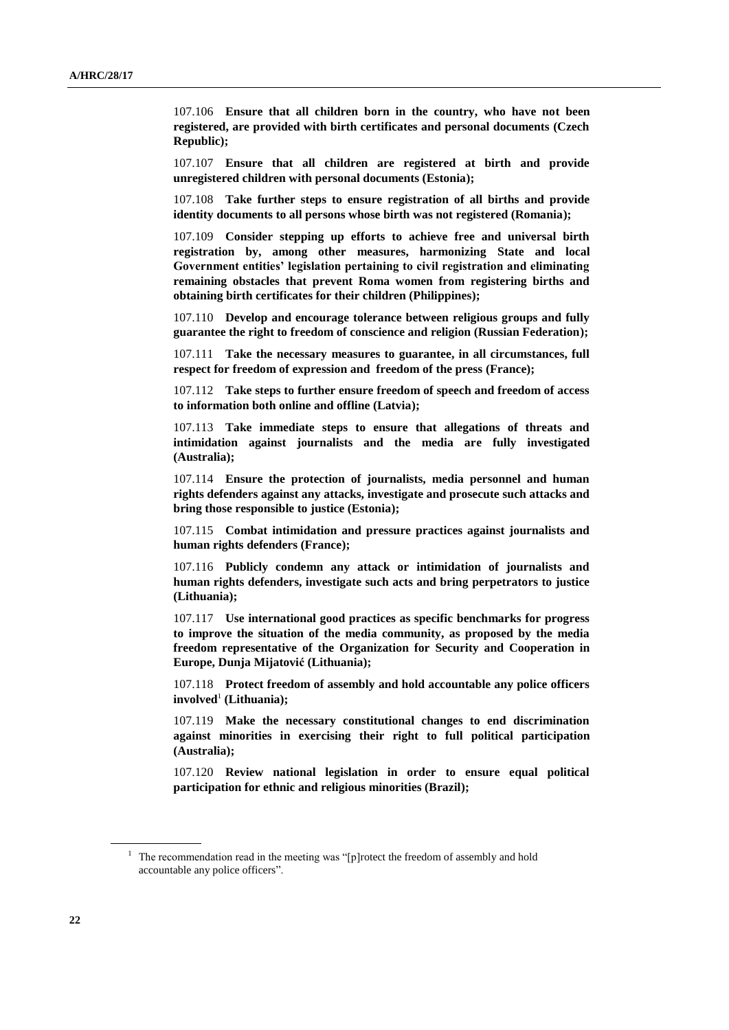107.106 **Ensure that all children born in the country, who have not been registered, are provided with birth certificates and personal documents (Czech Republic);**

107.107 **Ensure that all children are registered at birth and provide unregistered children with personal documents (Estonia);**

107.108 **Take further steps to ensure registration of all births and provide identity documents to all persons whose birth was not registered (Romania);**

107.109 **Consider stepping up efforts to achieve free and universal birth registration by, among other measures, harmonizing State and local Government entities' legislation pertaining to civil registration and eliminating remaining obstacles that prevent Roma women from registering births and obtaining birth certificates for their children (Philippines);**

107.110 **Develop and encourage tolerance between religious groups and fully guarantee the right to freedom of conscience and religion (Russian Federation);**

107.111 **Take the necessary measures to guarantee, in all circumstances, full respect for freedom of expression and freedom of the press (France);**

107.112 **Take steps to further ensure freedom of speech and freedom of access to information both online and offline (Latvia);**

107.113 **Take immediate steps to ensure that allegations of threats and intimidation against journalists and the media are fully investigated (Australia);**

107.114 **Ensure the protection of journalists, media personnel and human rights defenders against any attacks, investigate and prosecute such attacks and bring those responsible to justice (Estonia);**

107.115 **Combat intimidation and pressure practices against journalists and human rights defenders (France);**

107.116 **Publicly condemn any attack or intimidation of journalists and human rights defenders, investigate such acts and bring perpetrators to justice (Lithuania);**

107.117 **Use international good practices as specific benchmarks for progress to improve the situation of the media community, as proposed by the media freedom representative of the Organization for Security and Cooperation in Europe, Dunja Mijatović (Lithuania);**

107.118 **Protect freedom of assembly and hold accountable any police officers involved**[1] **(Lithuania);**

107.119 **Make the necessary constitutional changes to end discrimination against minorities in exercising their right to full political participation (Australia);**

107.120 **Review national legislation in order to ensure equal political participation for ethnic and religious minorities (Brazil);**

---

[1] The recommendation read in the meeting was "[p]rotect the freedom of assembly and hold accountable any police officers".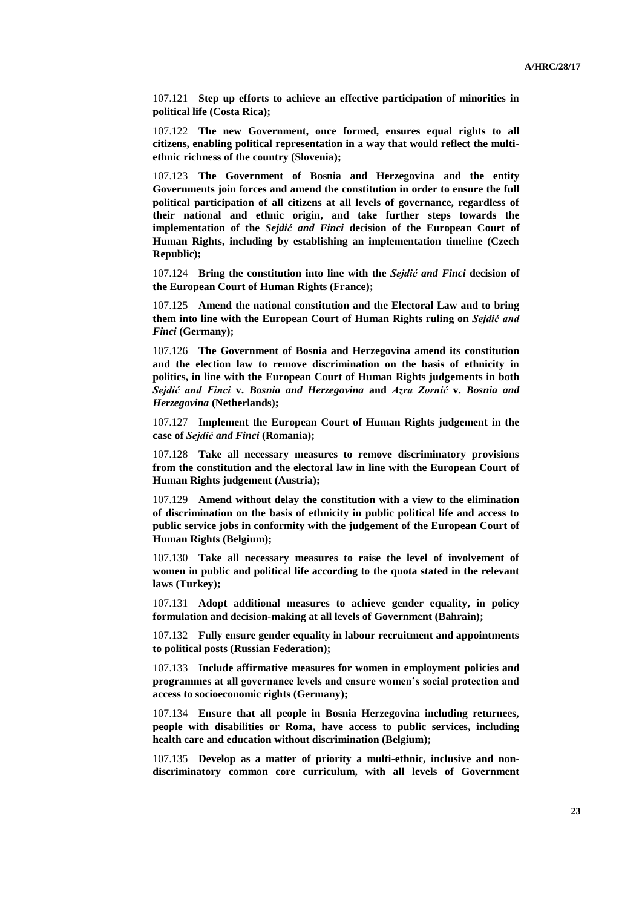107.121 **Step up efforts to achieve an effective participation of minorities in political life (Costa Rica);**

107.122 **The new Government, once formed, ensures equal rights to all citizens, enabling political representation in a way that would reflect the multi-ethnic richness of the country (Slovenia);**

107.123 **The Government of Bosnia and Herzegovina and the entity Governments join forces and amend the constitution in order to ensure the full political participation of all citizens at all levels of governance, regardless of their national and ethnic origin, and take further steps towards the implementation of the *Sejdić and Finci* decision of the European Court of Human Rights, including by establishing an implementation timeline (Czech Republic);**

107.124 **Bring the constitution into line with the *Sejdić and Finci* decision of the European Court of Human Rights (France);**

107.125 **Amend the national constitution and the Electoral Law and to bring them into line with the European Court of Human Rights ruling on *Sejdić and Finci* (Germany);**

107.126 **The Government of Bosnia and Herzegovina amend its constitution and the election law to remove discrimination on the basis of ethnicity in politics, in line with the European Court of Human Rights judgements in both *Sejdić and Finci* v. *Bosnia and Herzegovina* and *Azra Zornić* v. *Bosnia and Herzegovina* (Netherlands);**

107.127 **Implement the European Court of Human Rights judgement in the case of *Sejdić and Finci* (Romania);**

107.128 **Take all necessary measures to remove discriminatory provisions from the constitution and the electoral law in line with the European Court of Human Rights judgement (Austria);**

107.129 **Amend without delay the constitution with a view to the elimination of discrimination on the basis of ethnicity in public political life and access to public service jobs in conformity with the judgement of the European Court of Human Rights (Belgium);**

107.130 **Take all necessary measures to raise the level of involvement of women in public and political life according to the quota stated in the relevant laws (Turkey);**

107.131 **Adopt additional measures to achieve gender equality, in policy formulation and decision-making at all levels of Government (Bahrain);**

107.132 **Fully ensure gender equality in labour recruitment and appointments to political posts (Russian Federation);**

107.133 **Include affirmative measures for women in employment policies and programmes at all governance levels and ensure women's social protection and access to socioeconomic rights (Germany);**

107.134 **Ensure that all people in Bosnia Herzegovina including returnees, people with disabilities or Roma, have access to public services, including health care and education without discrimination (Belgium);**

107.135 **Develop as a matter of priority a multi-ethnic, inclusive and non-discriminatory common core curriculum, with all levels of Government**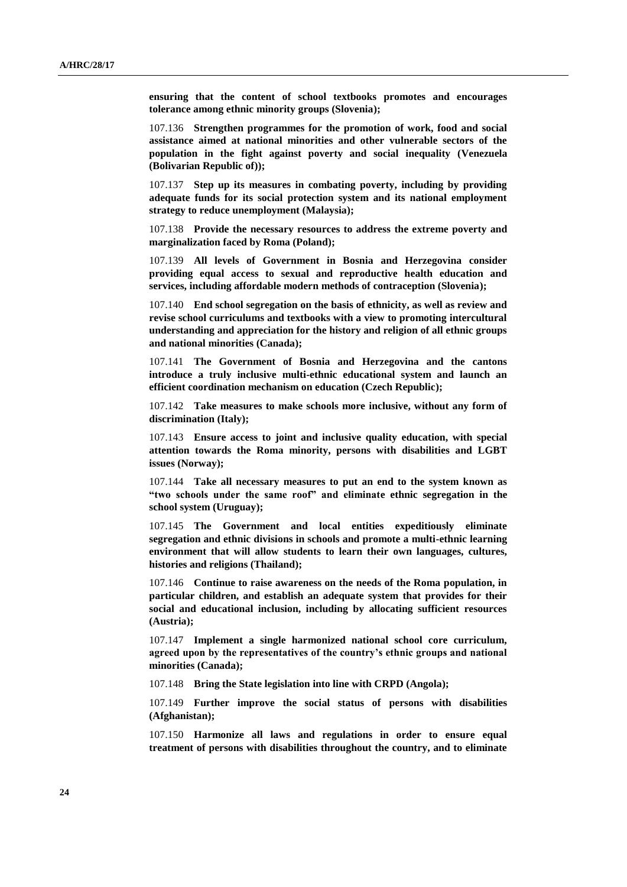**ensuring that the content of school textbooks promotes and encourages tolerance among ethnic minority groups (Slovenia);**

107.136 **Strengthen programmes for the promotion of work, food and social assistance aimed at national minorities and other vulnerable sectors of the population in the fight against poverty and social inequality (Venezuela (Bolivarian Republic of));**

107.137 **Step up its measures in combating poverty, including by providing adequate funds for its social protection system and its national employment strategy to reduce unemployment (Malaysia);**

107.138 **Provide the necessary resources to address the extreme poverty and marginalization faced by Roma (Poland);**

107.139 **All levels of Government in Bosnia and Herzegovina consider providing equal access to sexual and reproductive health education and services, including affordable modern methods of contraception (Slovenia);**

107.140 **End school segregation on the basis of ethnicity, as well as review and revise school curriculums and textbooks with a view to promoting intercultural understanding and appreciation for the history and religion of all ethnic groups and national minorities (Canada);**

107.141 **The Government of Bosnia and Herzegovina and the cantons introduce a truly inclusive multi-ethnic educational system and launch an efficient coordination mechanism on education (Czech Republic);**

107.142 **Take measures to make schools more inclusive, without any form of discrimination (Italy);**

107.143 **Ensure access to joint and inclusive quality education, with special attention towards the Roma minority, persons with disabilities and LGBT issues (Norway);**

107.144 **Take all necessary measures to put an end to the system known as "two schools under the same roof" and eliminate ethnic segregation in the school system (Uruguay);**

107.145 **The Government and local entities expeditiously eliminate segregation and ethnic divisions in schools and promote a multi-ethnic learning environment that will allow students to learn their own languages, cultures, histories and religions (Thailand);**

107.146 **Continue to raise awareness on the needs of the Roma population, in particular children, and establish an adequate system that provides for their social and educational inclusion, including by allocating sufficient resources (Austria);**

107.147 **Implement a single harmonized national school core curriculum, agreed upon by the representatives of the country's ethnic groups and national minorities (Canada);**

107.148 **Bring the State legislation into line with CRPD (Angola);**

107.149 **Further improve the social status of persons with disabilities (Afghanistan);**

107.150 **Harmonize all laws and regulations in order to ensure equal treatment of persons with disabilities throughout the country, and to eliminate**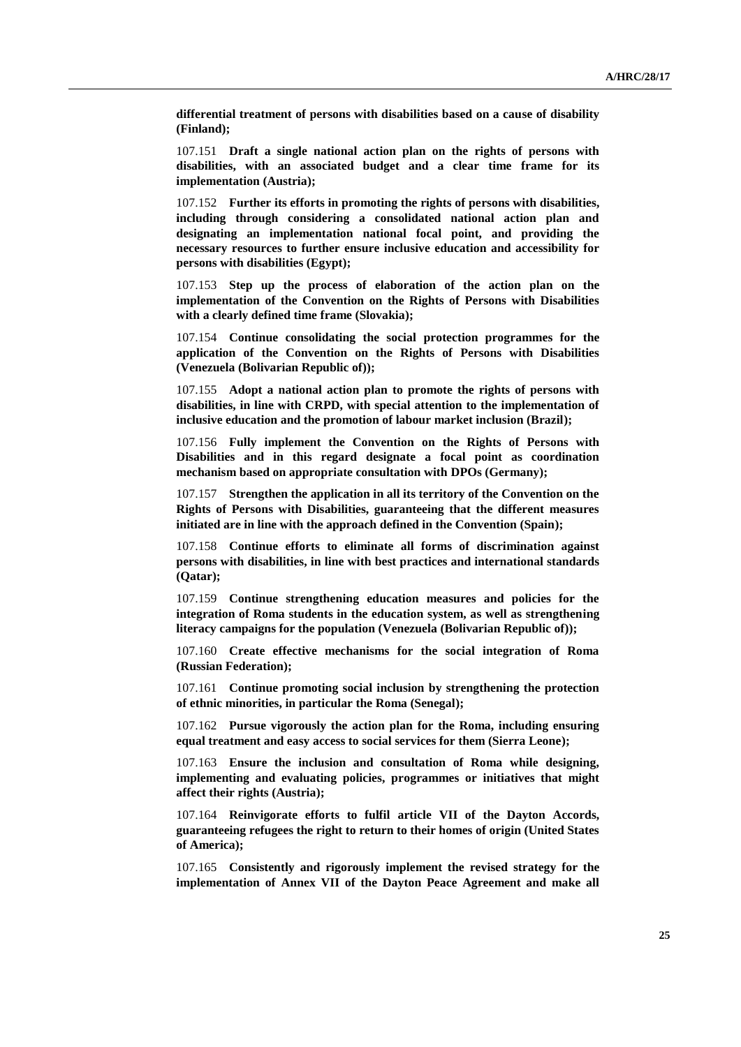**differential treatment of persons with disabilities based on a cause of disability (Finland);**

107.151 **Draft a single national action plan on the rights of persons with disabilities, with an associated budget and a clear time frame for its implementation (Austria);**

107.152 **Further its efforts in promoting the rights of persons with disabilities, including through considering a consolidated national action plan and designating an implementation national focal point, and providing the necessary resources to further ensure inclusive education and accessibility for persons with disabilities (Egypt);**

107.153 **Step up the process of elaboration of the action plan on the implementation of the Convention on the Rights of Persons with Disabilities with a clearly defined time frame (Slovakia);**

107.154 **Continue consolidating the social protection programmes for the application of the Convention on the Rights of Persons with Disabilities (Venezuela (Bolivarian Republic of));**

107.155 **Adopt a national action plan to promote the rights of persons with disabilities, in line with CRPD, with special attention to the implementation of inclusive education and the promotion of labour market inclusion (Brazil);**

107.156 **Fully implement the Convention on the Rights of Persons with Disabilities and in this regard designate a focal point as coordination mechanism based on appropriate consultation with DPOs (Germany);**

107.157 **Strengthen the application in all its territory of the Convention on the Rights of Persons with Disabilities, guaranteeing that the different measures initiated are in line with the approach defined in the Convention (Spain);**

107.158 **Continue efforts to eliminate all forms of discrimination against persons with disabilities, in line with best practices and international standards (Qatar);**

107.159 **Continue strengthening education measures and policies for the integration of Roma students in the education system, as well as strengthening literacy campaigns for the population (Venezuela (Bolivarian Republic of));**

107.160 **Create effective mechanisms for the social integration of Roma (Russian Federation);**

107.161 **Continue promoting social inclusion by strengthening the protection of ethnic minorities, in particular the Roma (Senegal);**

107.162 **Pursue vigorously the action plan for the Roma, including ensuring equal treatment and easy access to social services for them (Sierra Leone);**

107.163 **Ensure the inclusion and consultation of Roma while designing, implementing and evaluating policies, programmes or initiatives that might affect their rights (Austria);**

107.164 **Reinvigorate efforts to fulfil article VII of the Dayton Accords, guaranteeing refugees the right to return to their homes of origin (United States of America);**

107.165 **Consistently and rigorously implement the revised strategy for the implementation of Annex VII of the Dayton Peace Agreement and make all**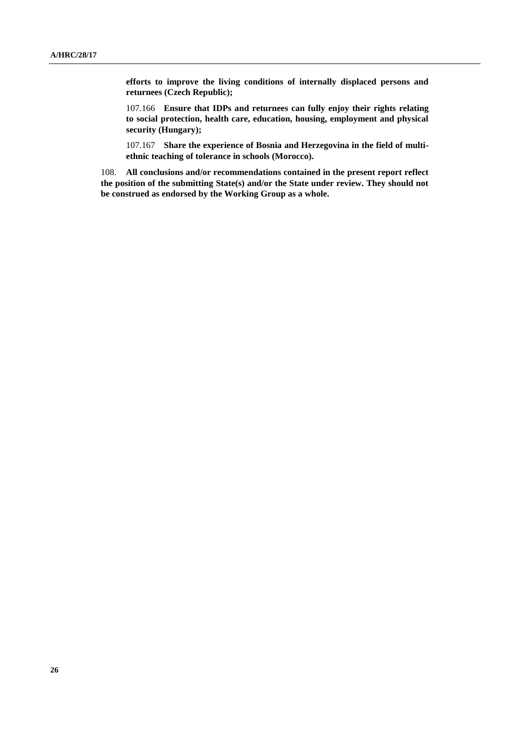**efforts to improve the living conditions of internally displaced persons and returnees (Czech Republic);**

107.166 **Ensure that IDPs and returnees can fully enjoy their rights relating to social protection, health care, education, housing, employment and physical security (Hungary);**

107.167 **Share the experience of Bosnia and Herzegovina in the field of multi-ethnic teaching of tolerance in schools (Morocco).**

108. **All conclusions and/or recommendations contained in the present report reflect the position of the submitting State(s) and/or the State under review. They should not be construed as endorsed by the Working Group as a whole.**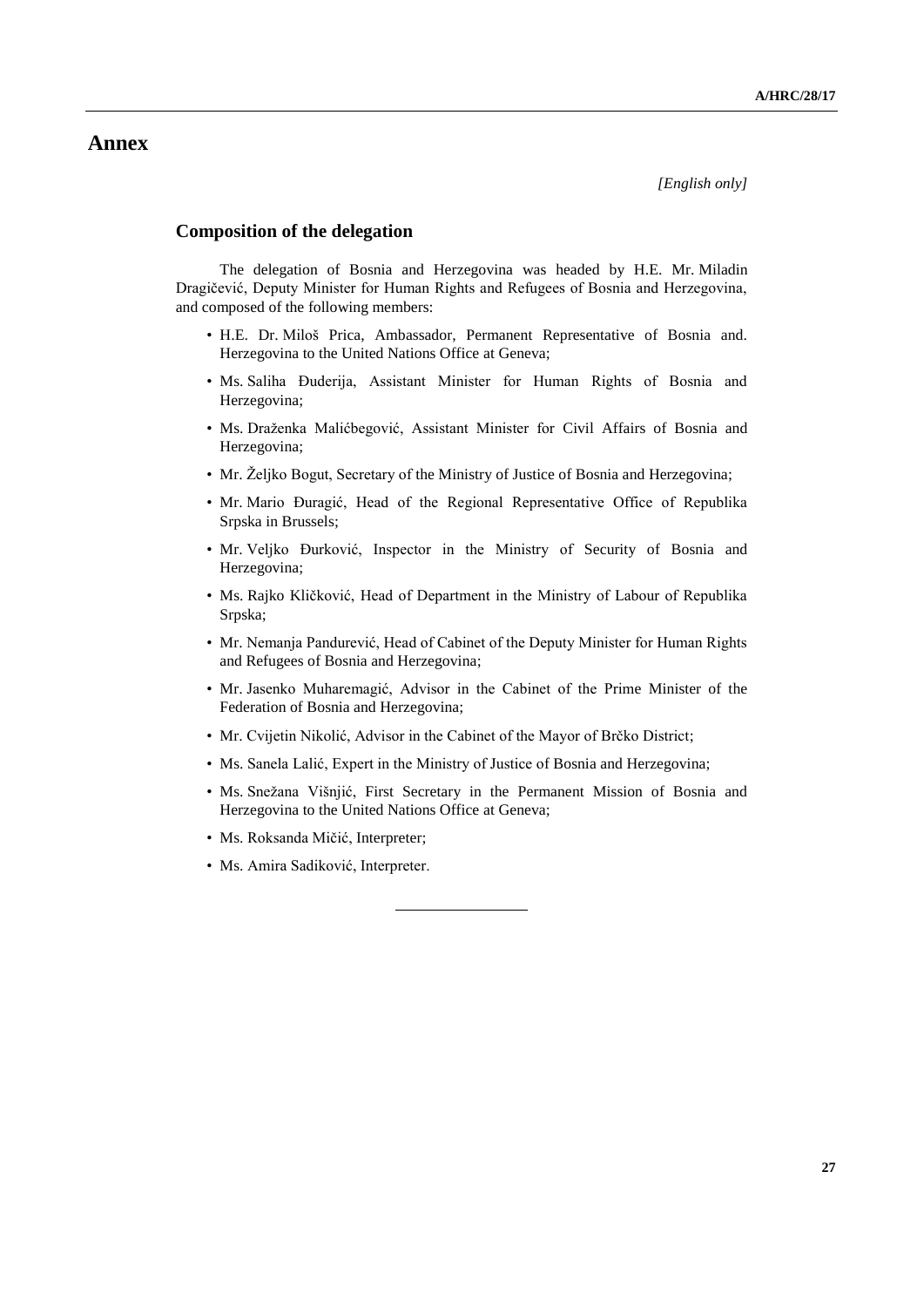# Annex

*[English only]*

## Composition of the delegation

The delegation of Bosnia and Herzegovina was headed by H.E. Mr. Miladin Dragičević, Deputy Minister for Human Rights and Refugees of Bosnia and Herzegovina, and composed of the following members:

- H.E. Dr. Miloš Prica, Ambassador, Permanent Representative of Bosnia and. Herzegovina to the United Nations Office at Geneva;
- Ms. Saliha Đuderija, Assistant Minister for Human Rights of Bosnia and Herzegovina;
- Ms. Draženka Malićbegović, Assistant Minister for Civil Affairs of Bosnia and Herzegovina;
- Mr. Željko Bogut, Secretary of the Ministry of Justice of Bosnia and Herzegovina;
- Mr. Mario Đuragić, Head of the Regional Representative Office of Republika Srpska in Brussels;
- Mr. Veljko Đurković, Inspector in the Ministry of Security of Bosnia and Herzegovina;
- Ms. Rajko Kličković, Head of Department in the Ministry of Labour of Republika Srpska;
- Mr. Nemanja Pandurević, Head of Cabinet of the Deputy Minister for Human Rights and Refugees of Bosnia and Herzegovina;
- Mr. Jasenko Muharemagić, Advisor in the Cabinet of the Prime Minister of the Federation of Bosnia and Herzegovina;
- Mr. Cvijetin Nikolić, Advisor in the Cabinet of the Mayor of Brčko District;
- Ms. Sanela Lalić, Expert in the Ministry of Justice of Bosnia and Herzegovina;
- Ms. Snežana Višnjić, First Secretary in the Permanent Mission of Bosnia and Herzegovina to the United Nations Office at Geneva;
- Ms. Roksanda Mičić, Interpreter;
- Ms. Amira Sadiković, Interpreter.